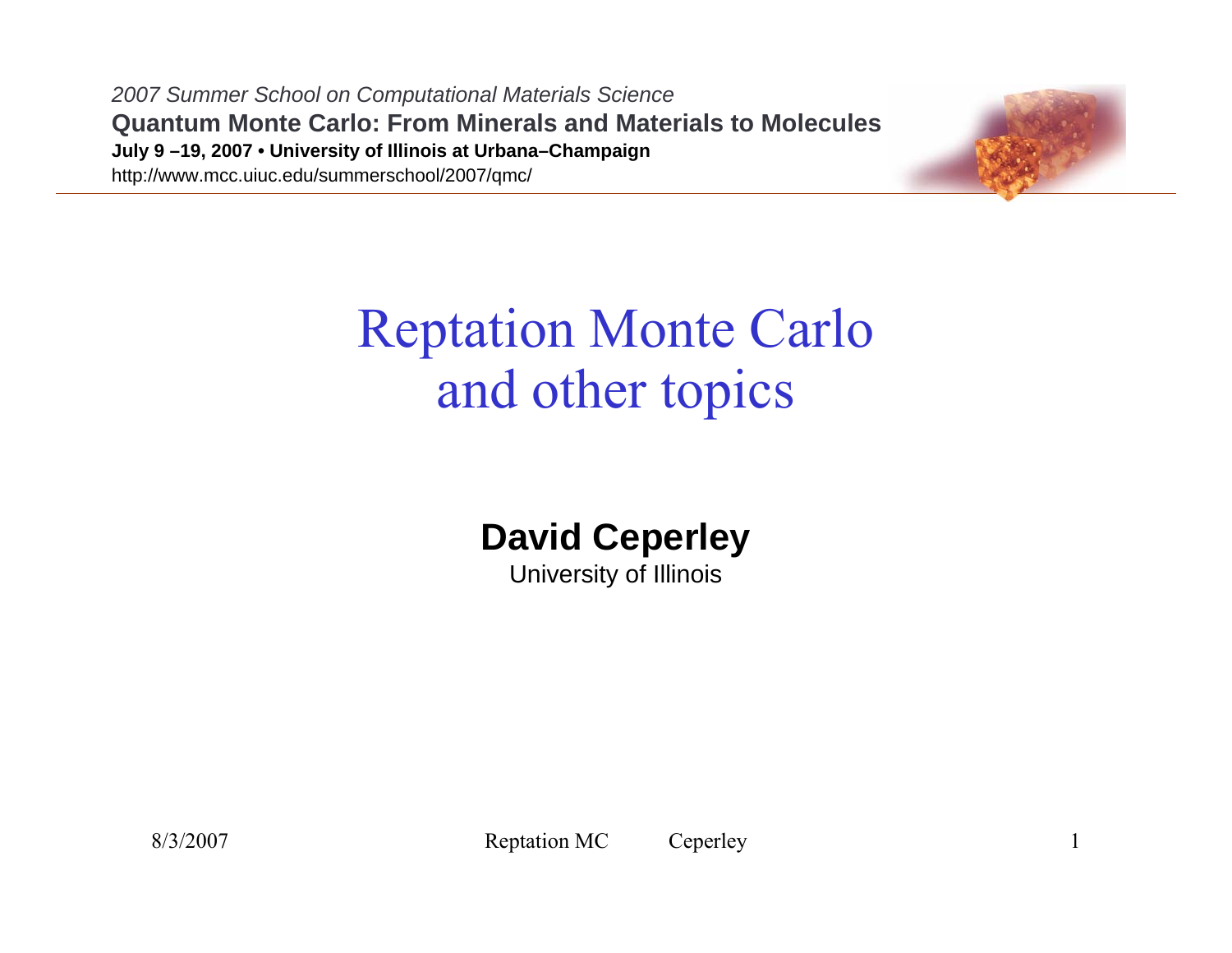*2007 Summer School on Computational Materials Science*

**Quantum Monte Carlo: From Minerals and Materials to Molecules**

**July 9 –19, 2007 • University of Illinois at Urbana–Champaign**

http://www.mcc.uiuc.edu/summerschool/2007/qmc/

# Reptation Monte Carlo and other topics

**David Ceperley**

University of Illinois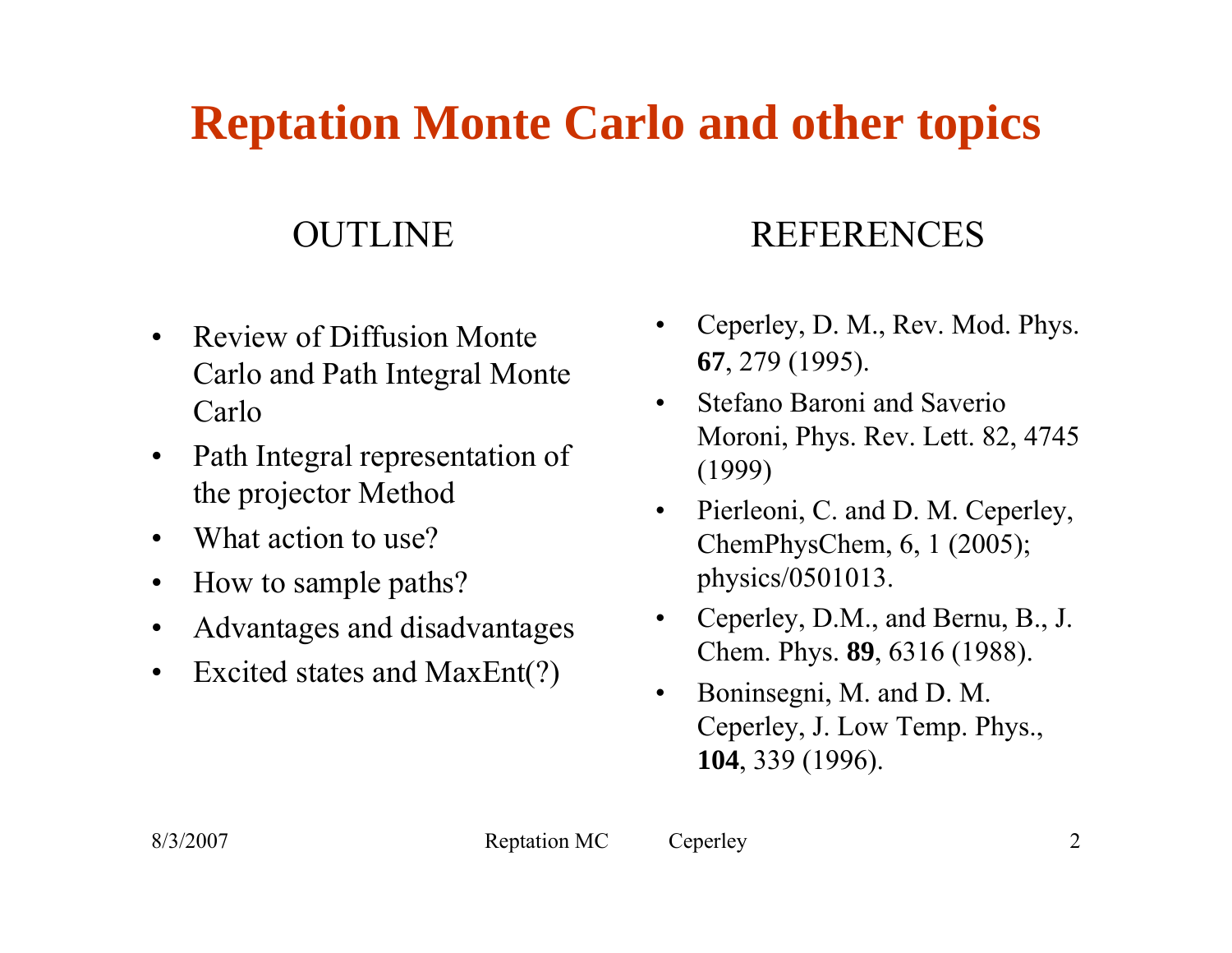# Reptation Monte Carlo and other topics

## OUTLINE

- Review of Diffusion Monte Carlo and Path Integral Monte Carlo
- Path Integral representation of the projector Method
- What action to use?
- How to sample paths?
- Advantages and disadvantages
- Excited states and MaxEnt(?)

## REFERENCES

- Ceperley, D. M., Rev. Mod. Phys. **67**, 279 (1995).
- Stefano Baroni and Saverio Moroni, Phys. Rev. Lett. 82, 4745 (1999)
- Pierleoni, C. and D. M. Ceperley, ChemPhysChem, 6, 1 (2005); physics/0501013.
- Ceperley, D.M., and Bernu, B., J. Chem. Phys. **89**, 6316 (1988).
- Boninsegni, M. and D. M. Ceperley, J. Low Temp. Phys., **104**, 339 (1996).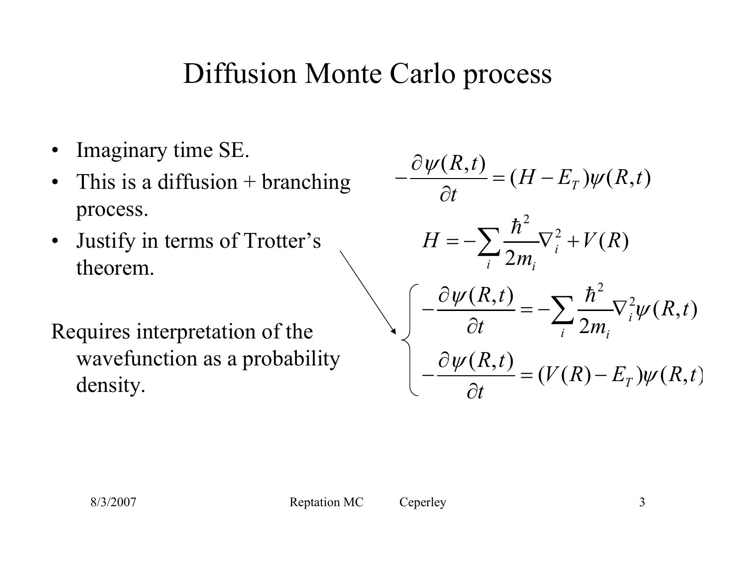# Diffusion Monte Carlo process

- Imaginary time SE.
- This is a diffusion + branching process.
- Justify in terms of Trotter's theorem.

Requires interpretation of the wavefunction as a probability density.

$$-\frac{\partial \psi(R,t)}{\partial t} = (H - E_T)\psi(R,t)$$

$$H = -\sum_i \frac{\hbar^2}{2m_i}\nabla_i^2 + V(R)$$

$$\begin{cases} -\dfrac{\partial \psi(R,t)}{\partial t} = -\displaystyle\sum_i \frac{\hbar^2}{2m_i}\nabla_i^2 \psi(R,t) \\ -\dfrac{\partial \psi(R,t)}{\partial t} = (V(R) - E_T)\psi(R,t) \end{cases}$$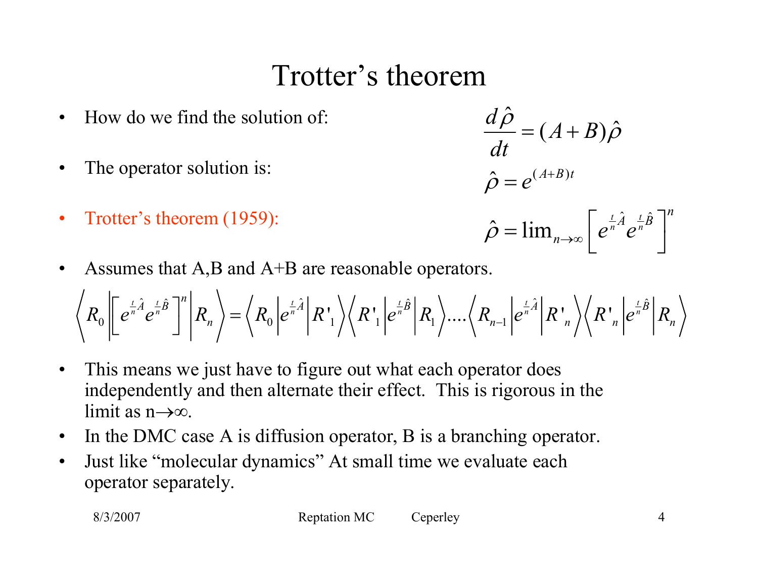# Trotter's theorem

- How do we find the solution of: $$\frac{d\hat{\rho}}{dt} = (A+B)\hat{\rho}$$
- The operator solution is: $$\hat{\rho} = e^{(A+B)t}$$
- Trotter's theorem (1959): $$\hat{\rho} = \lim_{n\to\infty}\left[e^{\frac{t}{n}\hat{A}}e^{\frac{t}{n}\hat{B}}\right]^n$$
- Assumes that A,B and A+B are reasonable operators.

$$\left\langle R_0 \left| \left[e^{\frac{t}{n}\hat{A}}e^{\frac{t}{n}\hat{B}}\right]^n \right| R_n \right\rangle = \left\langle R_0 \left| e^{\frac{t}{n}\hat{A}} \right| R'_1 \right\rangle \left\langle R'_1 \left| e^{\frac{t}{n}\hat{B}} \right| R_1 \right\rangle .... \left\langle R_{n-1} \left| e^{\frac{t}{n}\hat{A}} \right| R'_n \right\rangle \left\langle R'_n \left| e^{\frac{t}{n}\hat{B}} \right| R_n \right\rangle$$

- This means we just have to figure out what each operator does independently and then alternate their effect. This is rigorous in the limit as $n\to\infty$.
- In the DMC case A is diffusion operator, B is a branching operator.
- Just like "molecular dynamics" At small time we evaluate each operator separately.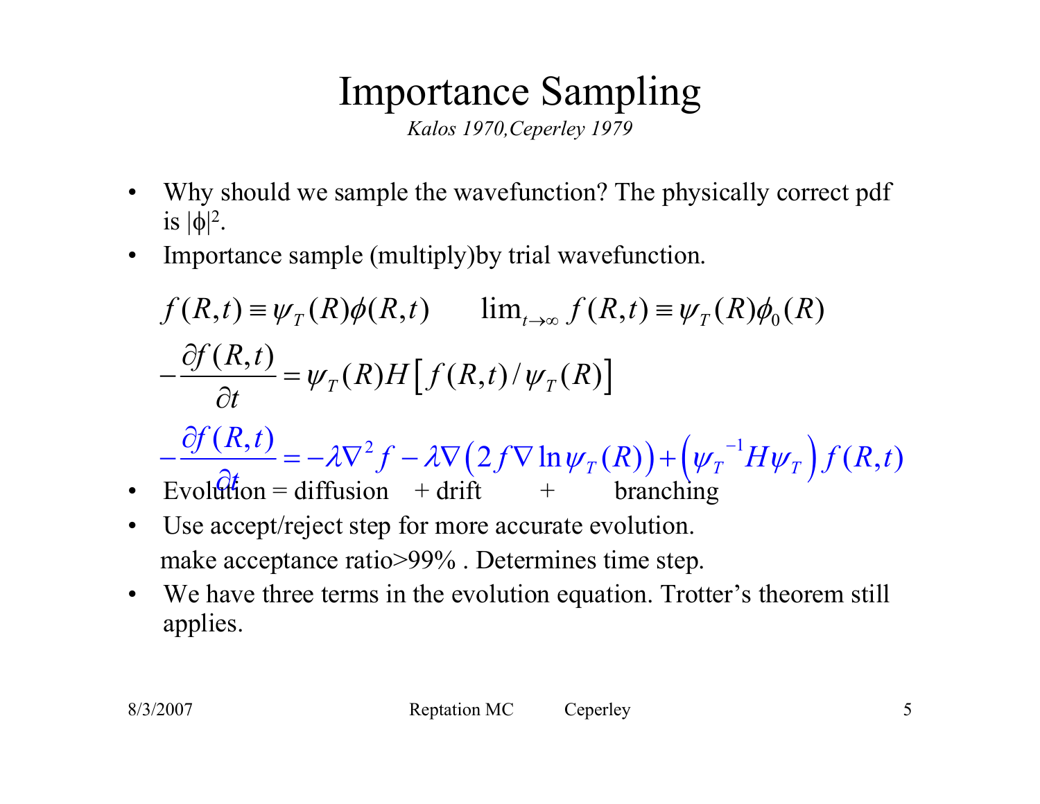# Importance Sampling

*Kalos 1970, Ceperley 1979*

- Why should we sample the wavefunction? The physically correct pdf is $|\phi|^2$.
- Importance sample (multiply)by trial wavefunction.

$$f(R,t) \equiv \psi_T(R)\phi(R,t) \qquad \lim_{t\to\infty} f(R,t) \equiv \psi_T(R)\phi_0(R)$$

$$-\frac{\partial f(R,t)}{\partial t} = \psi_T(R) H\left[f(R,t)/\psi_T(R)\right]$$

$$-\frac{\partial f(R,t)}{\partial t} = -\lambda \nabla^2 f - \lambda \nabla\left(2 f \nabla \ln \psi_T(R)\right) + \left(\psi_T^{-1} H \psi_T\right) f(R,t)$$

- Evolution = diffusion + drift + branching
- Use accept/reject step for more accurate evolution.
  make acceptance ratio>99% . Determines time step.
- We have three terms in the evolution equation. Trotter's theorem still applies.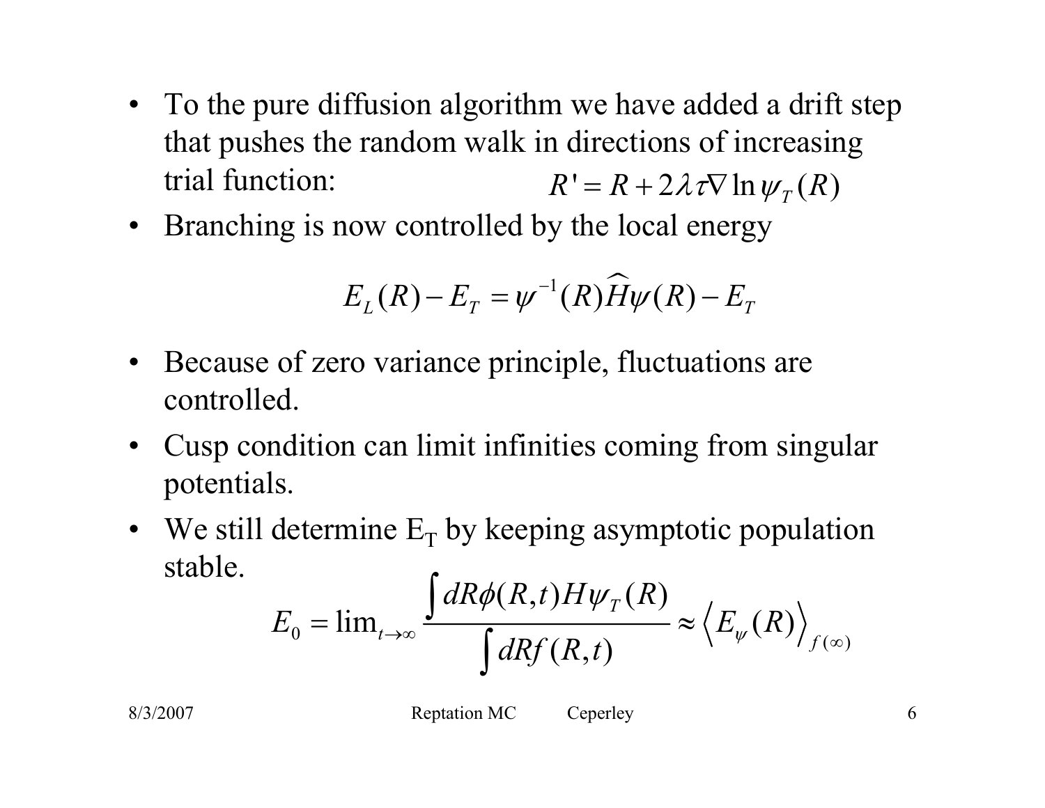- To the pure diffusion algorithm we have added a drift step that pushes the random walk in directions of increasing trial function: $R' = R + 2\lambda\tau\nabla \ln \psi_T(R)$
- Branching is now controlled by the local energy

$$E_L(R) - E_T = \psi^{-1}(R)\widehat{H}\psi(R) - E_T$$

- Because of zero variance principle, fluctuations are controlled.
- Cusp condition can limit infinities coming from singular potentials.
- We still determine $E_T$ by keeping asymptotic population stable.

$$E_0 = \lim_{t\to\infty} \frac{\int dR\phi(R,t) H\psi_T(R)}{\int dR f(R,t)} \approx \left\langle E_\psi(R) \right\rangle_{f(\infty)}$$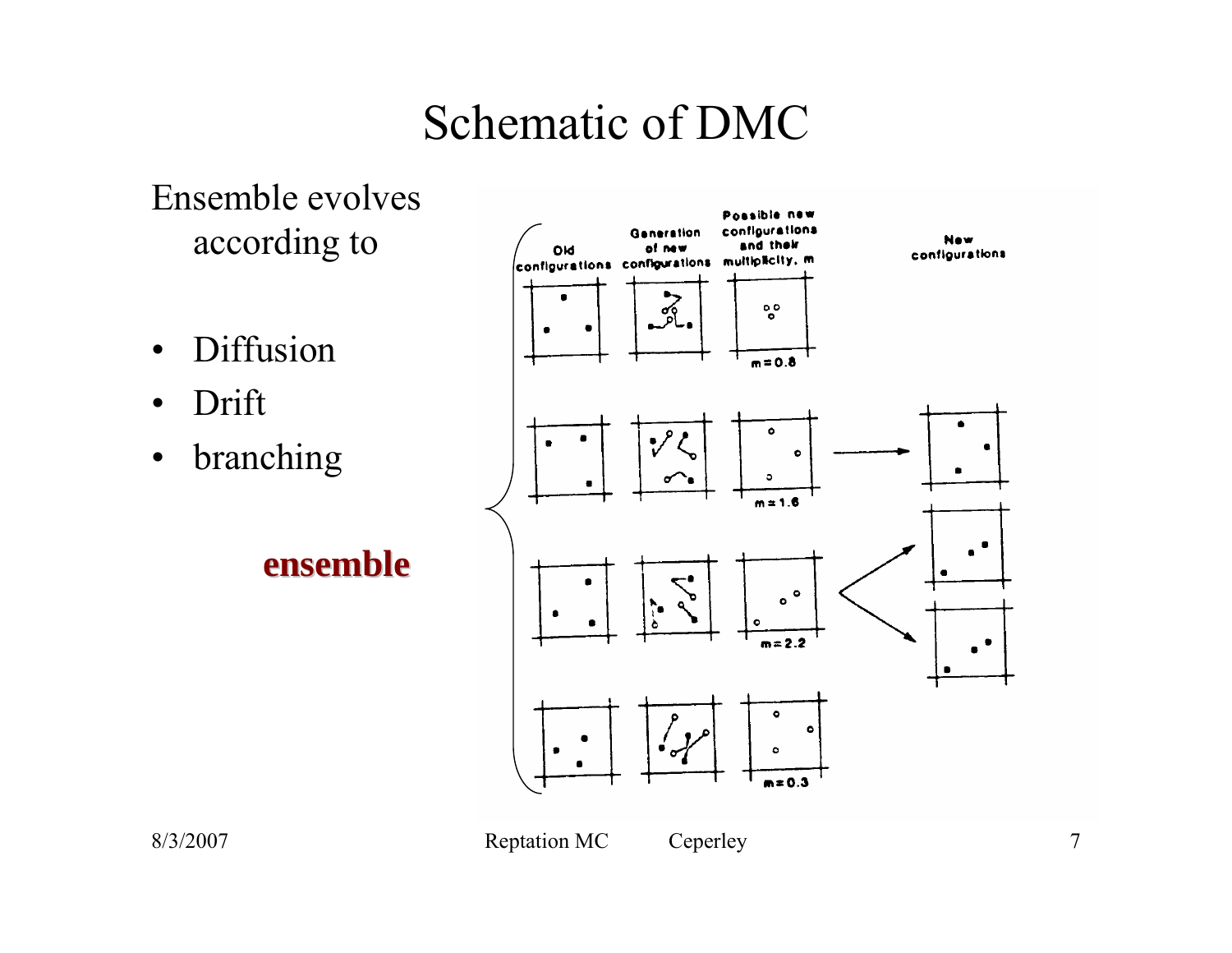# Schematic of DMC

Ensemble evolves according to

- Diffusion
- Drift
- branching

**ensemble**

Old configurations | Generation of new configurations | Possible new configurations and their multiplicity, m | New configurations

m = 0.8

m = 1.6

m = 2.2

m = 0.3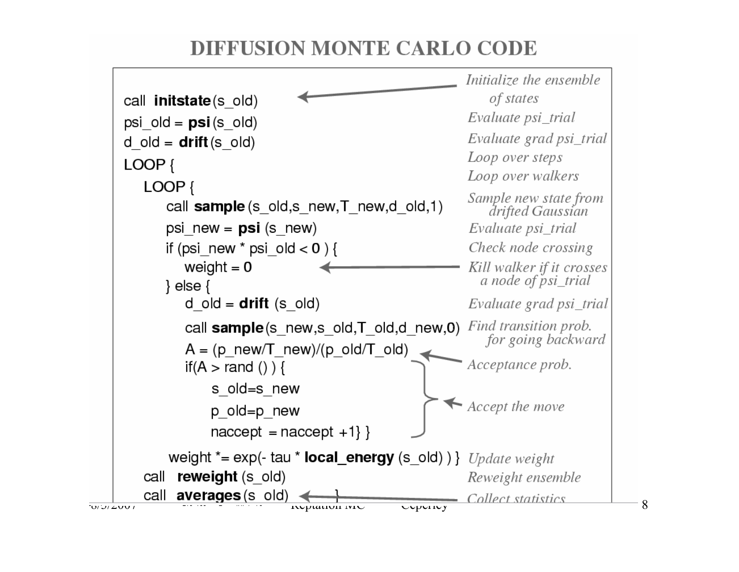# DIFFUSION MONTE CARLO CODE

```
call initstate(s_old)                          Initialize the ensemble of states
psi_old = psi(s_old)                           Evaluate psi_trial
d_old = drift(s_old)                           Evaluate grad psi_trial
LOOP {                                         Loop over steps
  LOOP {                                       Loop over walkers
    call sample(s_old,s_new,T_new,d_old,1)     Sample new state from drifted Gaussian
    psi_new = psi (s_new)                      Evaluate psi_trial
    if (psi_new * psi_old < 0 ) {              Check node crossing
      weight = 0                               Kill walker if it crosses a node of psi_trial
    } else {
      d_old = drift (s_old)                    Evaluate grad psi_trial
      call sample(s_new,s_old,T_old,d_new,0)   Find transition prob. for going backward
      A = (p_new/T_new)/(p_old/T_old)          Acceptance prob.
      if(A > rand () ) {
          s_old=s_new
          p_old=p_new                          Accept the move
          naccept = naccept +1} }
    weight *= exp(- tau * local_energy (s_old) ) }   Update weight
  call reweight (s_old)                        Reweight ensemble
  call averages(s_old)  }                      Collect statistics
```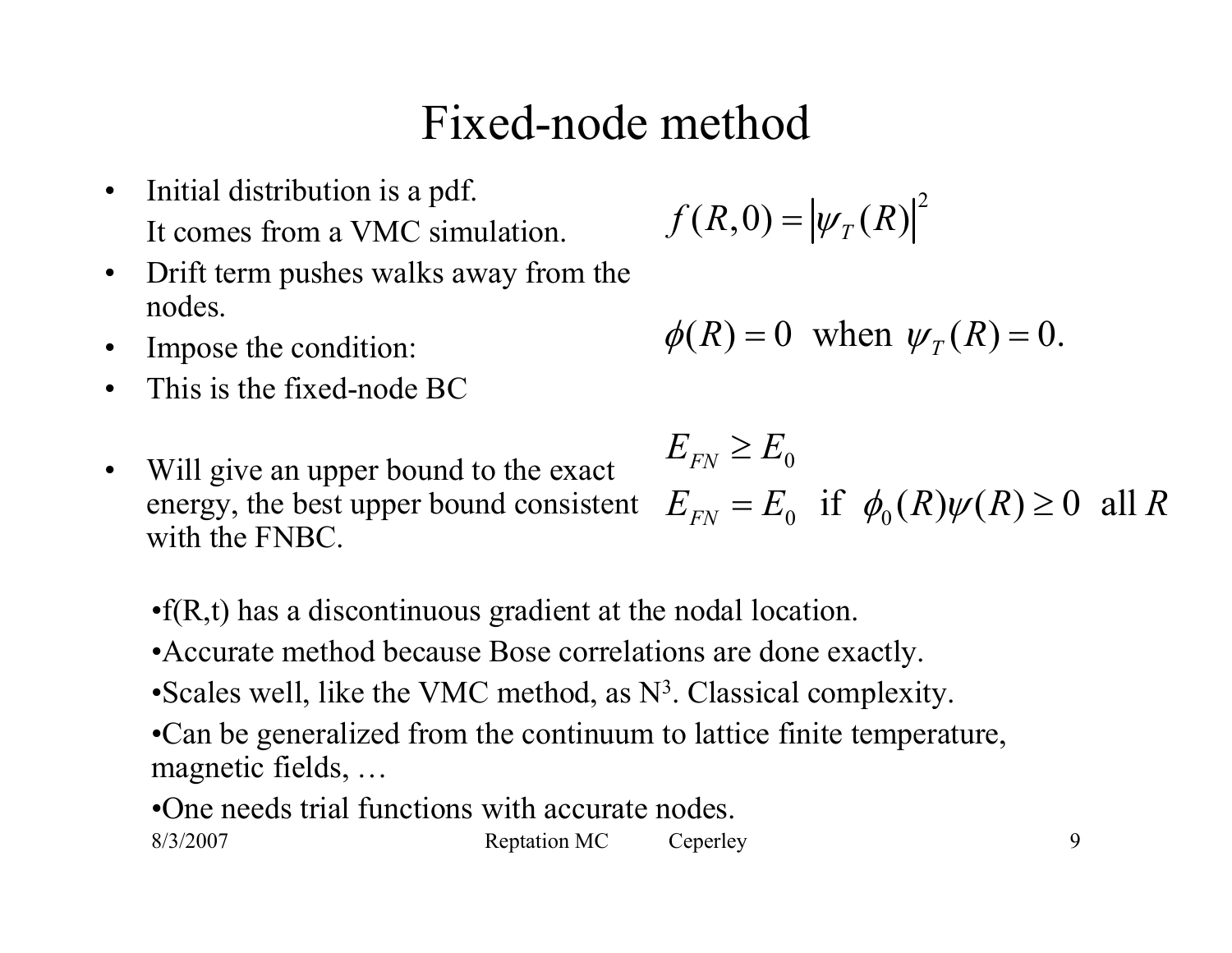# Fixed-node method

- Initial distribution is a pdf. It comes from a VMC simulation.

$$f(R,0) = |\psi_T(R)|^2$$

- Drift term pushes walks away from the nodes.
- Impose the condition:

$$\phi(R) = 0 \text{ when } \psi_T(R) = 0.$$

- This is the fixed-node BC

- Will give an upper bound to the exact energy, the best upper bound consistent with the FNBC.

$$E_{FN} \geq E_0$$

$$E_{FN} = E_0 \text{ if } \phi_0(R)\psi(R) \geq 0 \text{ all } R$$

- f(R,t) has a discontinuous gradient at the nodal location.
- Accurate method because Bose correlations are done exactly.
- Scales well, like the VMC method, as $N^3$. Classical complexity.
- Can be generalized from the continuum to lattice finite temperature, magnetic fields, …
- One needs trial functions with accurate nodes.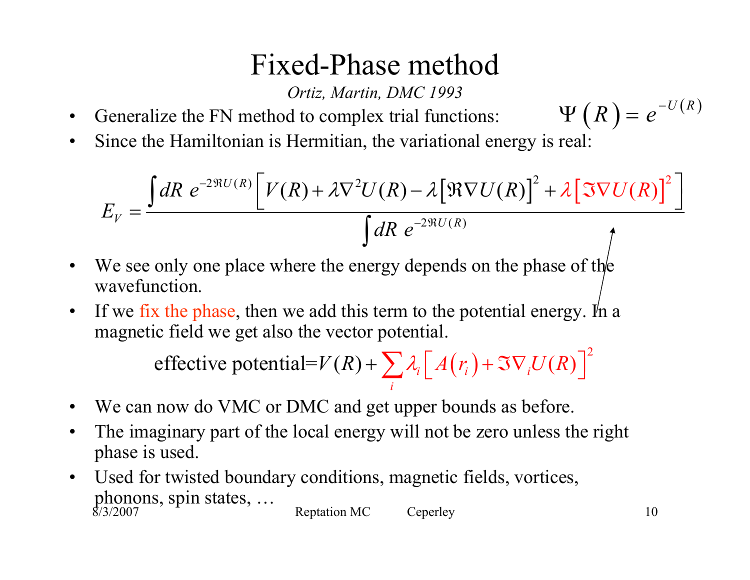# Fixed-Phase method

*Ortiz, Martin, DMC 1993*

- Generalize the FN method to complex trial functions: $\Psi(R) = e^{-U(R)}$
- Since the Hamiltonian is Hermitian, the variational energy is real:

$$E_V = \frac{\int dR\ e^{-2\Re U(R)} \left[ V(R) + \lambda \nabla^2 U(R) - \lambda \left[ \Re \nabla U(R) \right]^2 + \lambda \left[ \Im \nabla U(R) \right]^2 \right]}{\int dR\ e^{-2\Re U(R)}}$$

- We see only one place where the energy depends on the phase of the wavefunction.
- If we fix the phase, then we add this term to the potential energy. In a magnetic field we get also the vector potential.

$$\text{effective potential} = V(R) + \sum_i \lambda_i \left[ A(r_i) + \Im \nabla_i U(R) \right]^2$$

- We can now do VMC or DMC and get upper bounds as before.
- The imaginary part of the local energy will not be zero unless the right phase is used.
- Used for twisted boundary conditions, magnetic fields, vortices, phonons, spin states, …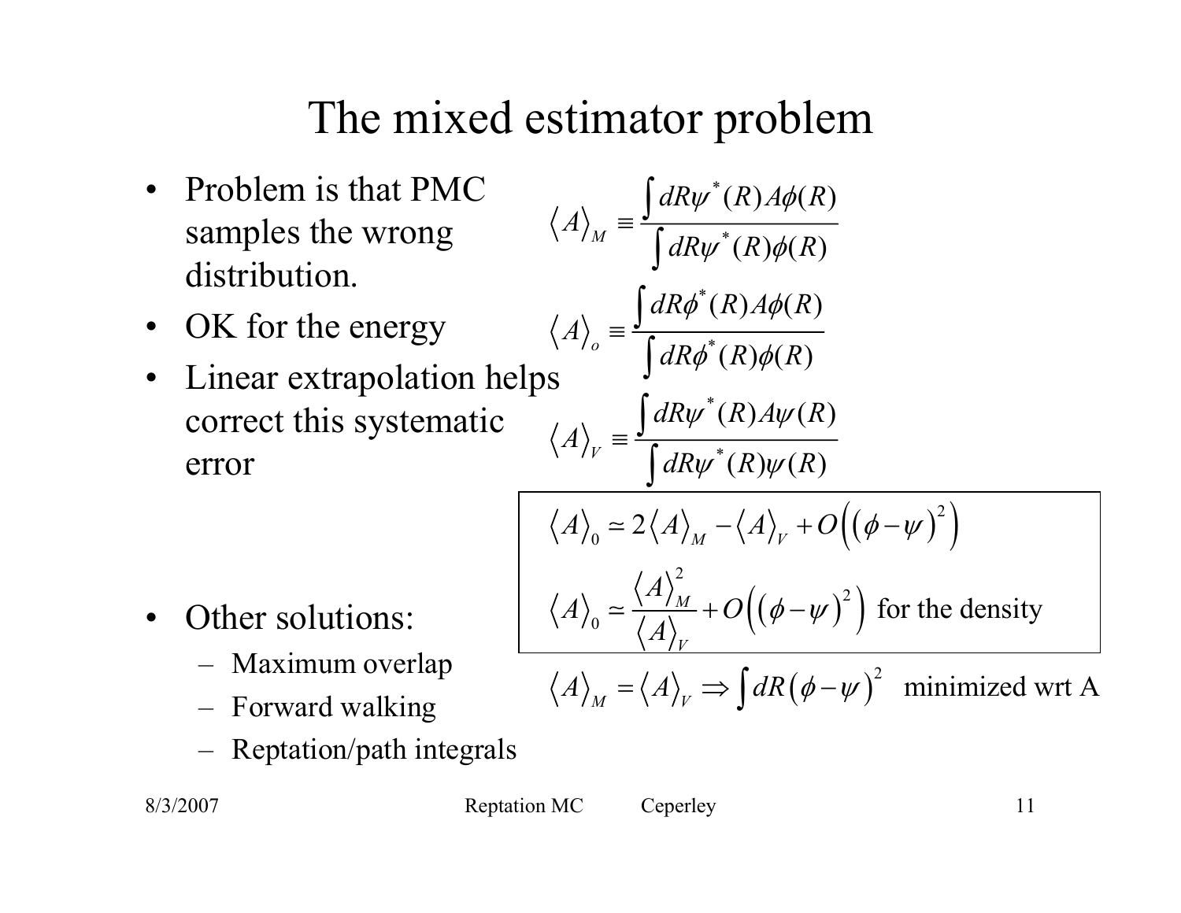# The mixed estimator problem

- Problem is that PMC samples the wrong distribution.
- OK for the energy
- Linear extrapolation helps correct this systematic error

$$\langle A \rangle_M \equiv \frac{\int dR \psi^*(R) A \phi(R)}{\int dR \psi^*(R) \phi(R)}$$

$$\langle A \rangle_o \equiv \frac{\int dR \phi^*(R) A \phi(R)}{\int dR \phi^*(R) \phi(R)}$$

$$\langle A \rangle_V \equiv \frac{\int dR \psi^*(R) A \psi(R)}{\int dR \psi^*(R) \psi(R)}$$

$$\langle A \rangle_0 \simeq 2\langle A \rangle_M - \langle A \rangle_V + O\left((\phi - \psi)^2\right)$$

$$\langle A \rangle_0 \simeq \frac{\langle A \rangle_M^2}{\langle A \rangle_V} + O\left((\phi - \psi)^2\right) \text{ for the density}$$

- Other solutions:
  - Maximum overlap
  - Forward walking
  - Reptation/path integrals

$$\langle A \rangle_M = \langle A \rangle_V \Rightarrow \int dR \left(\phi - \psi\right)^2 \text{ minimized wrt A}$$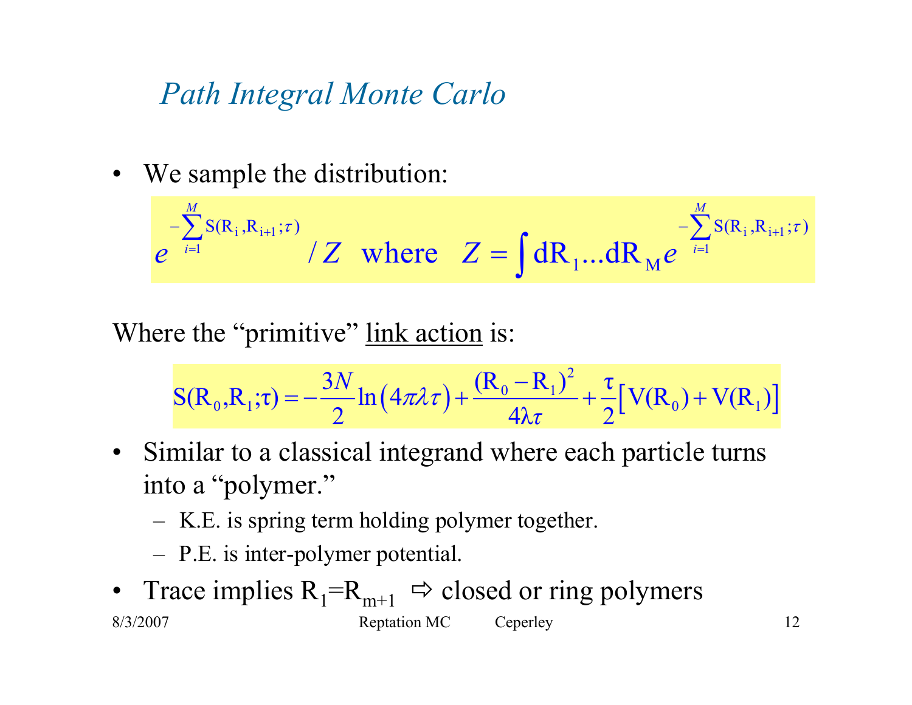# *Path Integral Monte Carlo*

- We sample the distribution:

$$e^{-\sum_{i=1}^{M} S(R_i, R_{i+1};\tau)} / Z \quad \text{where} \quad Z = \int dR_1 ... dR_M e^{-\sum_{i=1}^{M} S(R_i, R_{i+1};\tau)}$$

Where the "primitive" <u>link action</u> is:

$$S(R_0, R_1; \tau) = -\frac{3N}{2} \ln\left(4\pi\lambda\tau\right) + \frac{(R_0 - R_1)^2}{4\lambda\tau} + \frac{\tau}{2}\left[V(R_0) + V(R_1)\right]$$

- Similar to a classical integrand where each particle turns into a "polymer."
  - K.E. is spring term holding polymer together.
  - P.E. is inter-polymer potential.
- Trace implies $R_1 = R_{m+1}$ ⇨ closed or ring polymers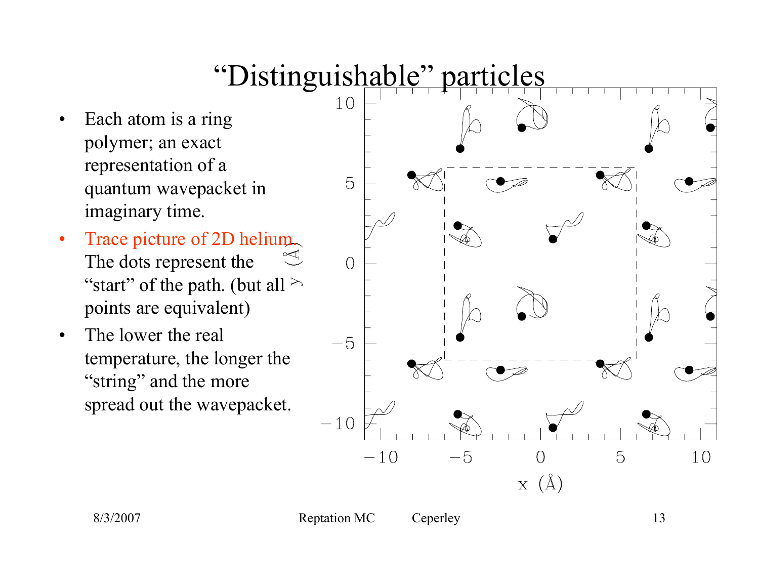# "Distinguishable" particles

- Each atom is a ring polymer; an exact representation of a quantum wavepacket in imaginary time.
- Trace picture of 2D helium. The dots represent the "start" of the path. (but all points are equivalent)
- The lower the real temperature, the longer the "string" and the more spread out the wavepacket.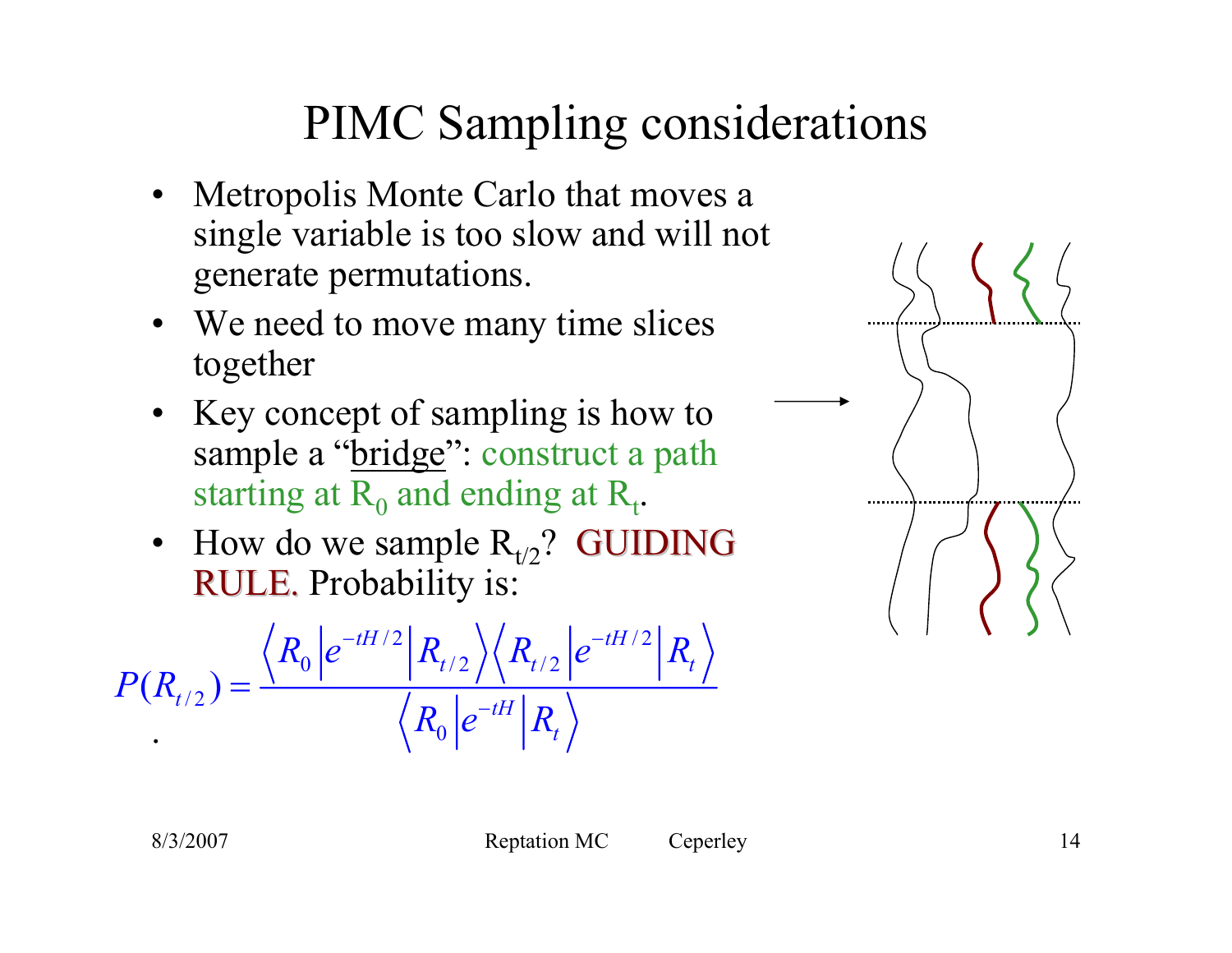# PIMC Sampling considerations

- Metropolis Monte Carlo that moves a single variable is too slow and will not generate permutations.
- We need to move many time slices together
- Key concept of sampling is how to sample a "bridge": construct a path starting at $R_0$ and ending at $R_t$.
- How do we sample $R_{t/2}$? GUIDING RULE. Probability is:

$$P(R_{t/2}) = \frac{\left\langle R_0 \left| e^{-tH/2} \right| R_{t/2} \right\rangle \left\langle R_{t/2} \left| e^{-tH/2} \right| R_t \right\rangle}{\left\langle R_0 \left| e^{-tH} \right| R_t \right\rangle}$$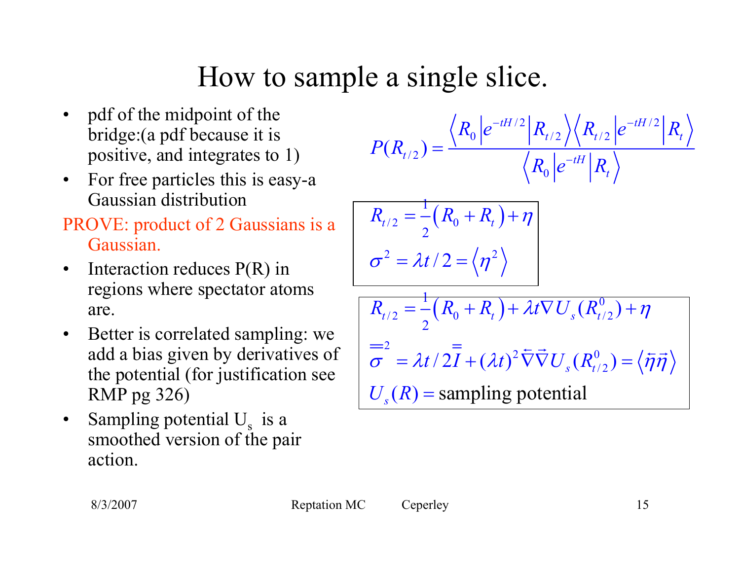# How to sample a single slice.

- pdf of the midpoint of the bridge:(a pdf because it is positive, and integrates to 1)
- For free particles this is easy-a Gaussian distribution

PROVE: product of 2 Gaussians is a Gaussian.

- Interaction reduces P(R) in regions where spectator atoms are.
- Better is correlated sampling: we add a bias given by derivatives of the potential (for justification see RMP pg 326)
- Sampling potential $U_s$ is a smoothed version of the pair action.

$$P(R_{t/2}) = \frac{\left\langle R_0 \left| e^{-tH/2} \right| R_{t/2} \right\rangle \left\langle R_{t/2} \left| e^{-tH/2} \right| R_t \right\rangle}{\left\langle R_0 \left| e^{-tH} \right| R_t \right\rangle}$$

$$R_{t/2} = \frac{1}{2}\left(R_0 + R_t\right) + \eta$$

$$\sigma^2 = \lambda t/2 = \left\langle \eta^2 \right\rangle$$

$$R_{t/2} = \frac{1}{2}\left(R_0 + R_t\right) + \lambda t \nabla U_s(R^0_{t/2}) + \eta$$

$$\overline{\overline{\sigma}}^2 = \lambda t/2\overline{\overline{I}} + (\lambda t)^2 \overleftarrow{\nabla}\overrightarrow{\nabla} U_s(R^0_{t/2}) = \left\langle \overleftarrow{\eta}\overrightarrow{\eta} \right\rangle$$

$$U_s(R) = \text{sampling potential}$$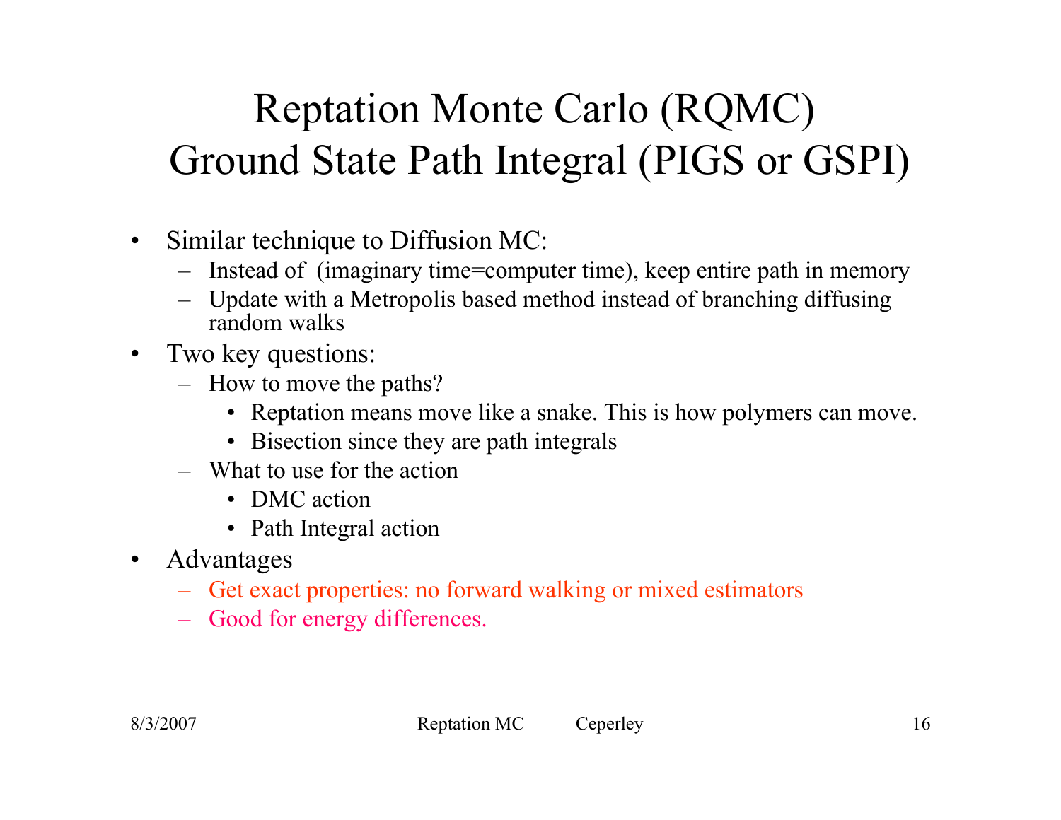# Reptation Monte Carlo (RQMC)
# Ground State Path Integral (PIGS or GSPI)

- Similar technique to Diffusion MC:
  - Instead of (imaginary time=computer time), keep entire path in memory
  - Update with a Metropolis based method instead of branching diffusing random walks
- Two key questions:
  - How to move the paths?
    - Reptation means move like a snake. This is how polymers can move.
    - Bisection since they are path integrals
  - What to use for the action
    - DMC action
    - Path Integral action
- Advantages
  - Get exact properties: no forward walking or mixed estimators
  - Good for energy differences.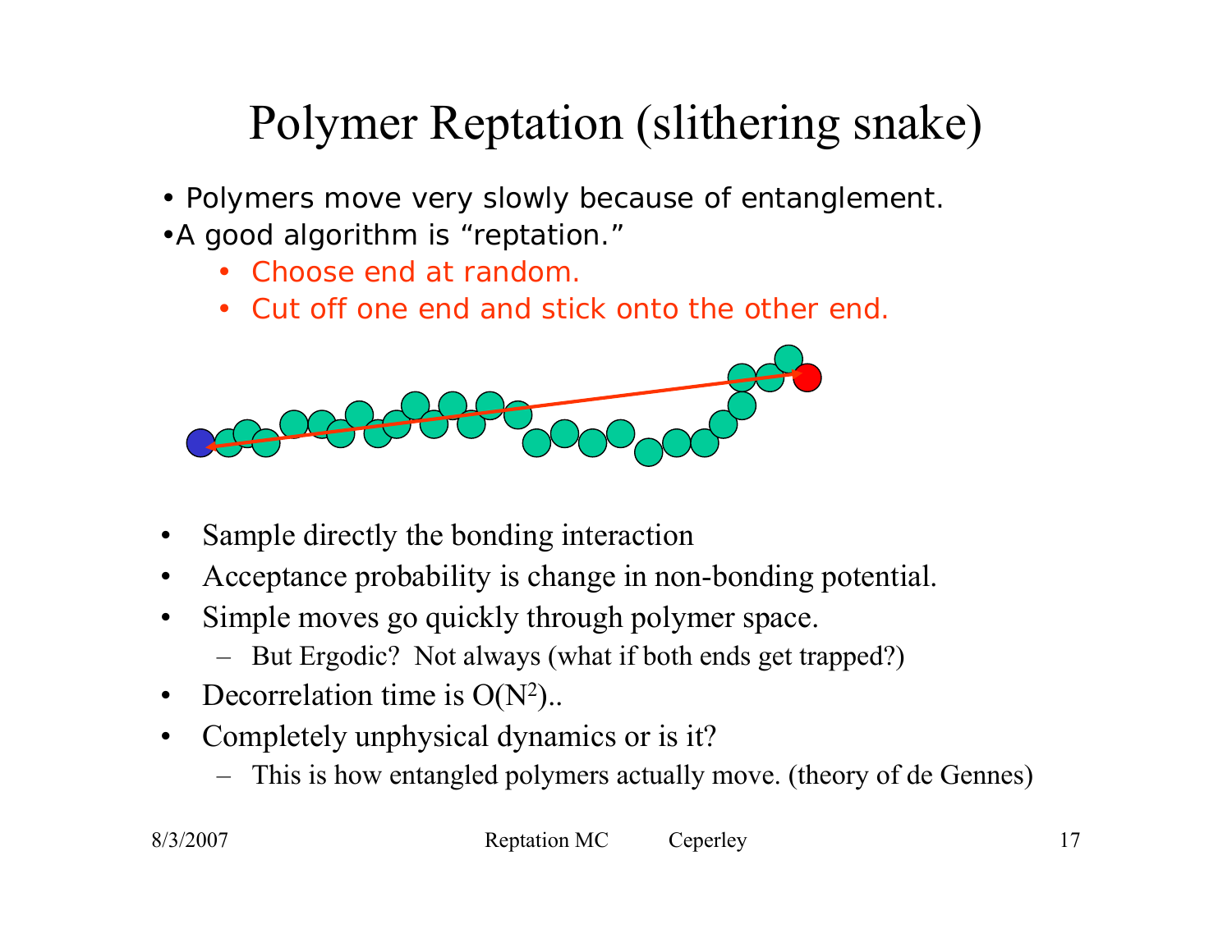# Polymer Reptation (slithering snake)

- Polymers move very slowly because of entanglement.
- A good algorithm is "reptation."
  - Choose end at random.
  - Cut off one end and stick onto the other end.

- Sample directly the bonding interaction
- Acceptance probability is change in non-bonding potential.
- Simple moves go quickly through polymer space.
  - But Ergodic? Not always (what if both ends get trapped?)
- Decorrelation time is $O(N^2)$..
- Completely unphysical dynamics or is it?
  - This is how entangled polymers actually move. (theory of de Gennes)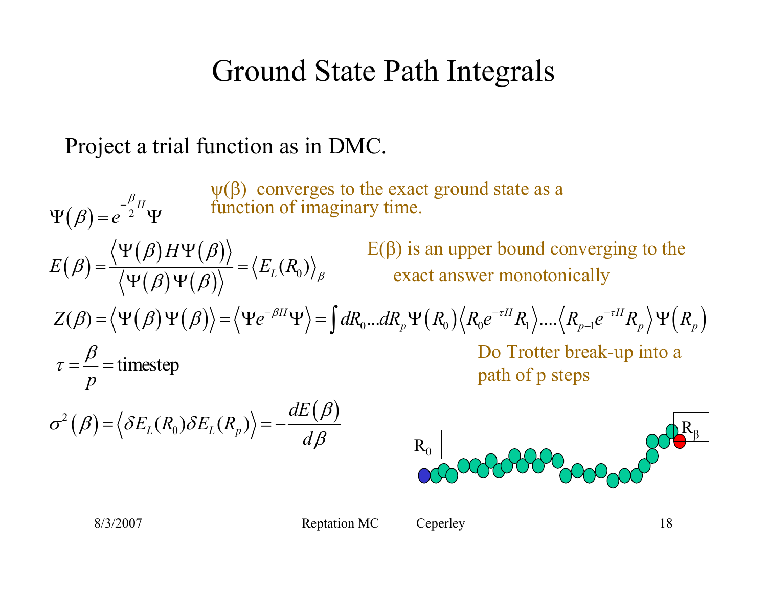# Ground State Path Integrals

Project a trial function as in DMC.

$$\Psi(\beta) = e^{-\frac{\beta}{2}H}\Psi$$

$\psi(\beta)$ converges to the exact ground state as a function of imaginary time.

$$E(\beta) = \frac{\langle \Psi(\beta) H \Psi(\beta) \rangle}{\langle \Psi(\beta)\Psi(\beta) \rangle} = \langle E_L(R_0) \rangle_\beta$$

$E(\beta)$ is an upper bound converging to the exact answer monotonically

$$Z(\beta) = \langle \Psi(\beta)\Psi(\beta) \rangle = \langle \Psi e^{-\beta H}\Psi \rangle = \int dR_0 ... dR_p \Psi(R_0) \langle R_0 e^{-\tau H} R_1 \rangle .... \langle R_{p-1} e^{-\tau H} R_p \rangle \Psi(R_p)$$

$$\tau = \frac{\beta}{p} = \text{timestep}$$

Do Trotter break-up into a path of p steps

$$\sigma^2(\beta) = \langle \delta E_L(R_0) \delta E_L(R_p) \rangle = -\frac{dE(\beta)}{d\beta}$$

$R_0$ $R_\beta$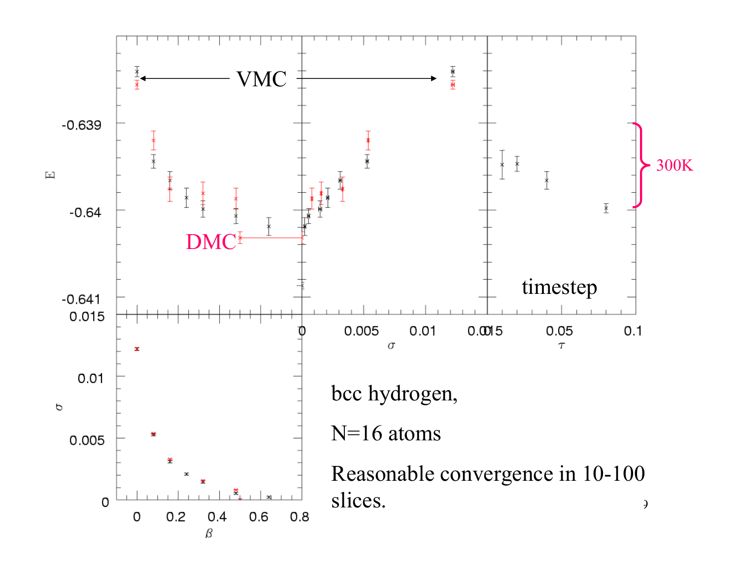bcc hydrogen,

N=16 atoms

Reasonable convergence in 10-100 slices.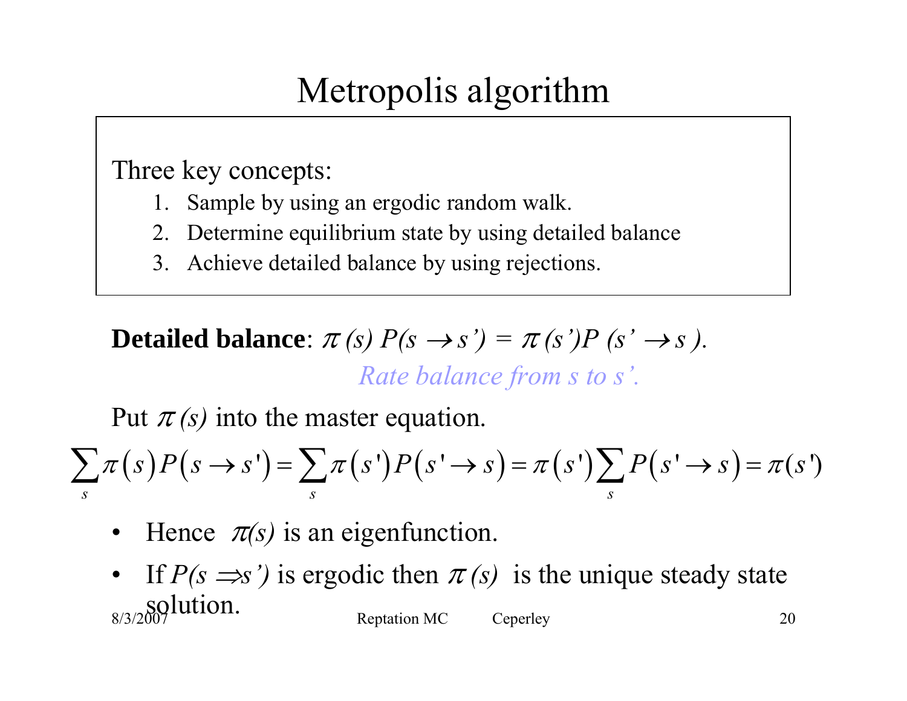# Metropolis algorithm

Three key concepts:

1. Sample by using an ergodic random walk.
2. Determine equilibrium state by using detailed balance
3. Achieve detailed balance by using rejections.

**Detailed balance**: $\pi(s) P(s \rightarrow s') = \pi(s') P(s' \rightarrow s)$.

*Rate balance from s to s'.*

Put $\pi(s)$ into the master equation.

$$\sum_s \pi(s) P(s \rightarrow s') = \sum_s \pi(s') P(s' \rightarrow s) = \pi(s') \sum_s P(s' \rightarrow s) = \pi(s')$$

- Hence $\pi(s)$ is an eigenfunction.
- If $P(s \Rightarrow s')$ is ergodic then $\pi(s)$ is the unique steady state solution.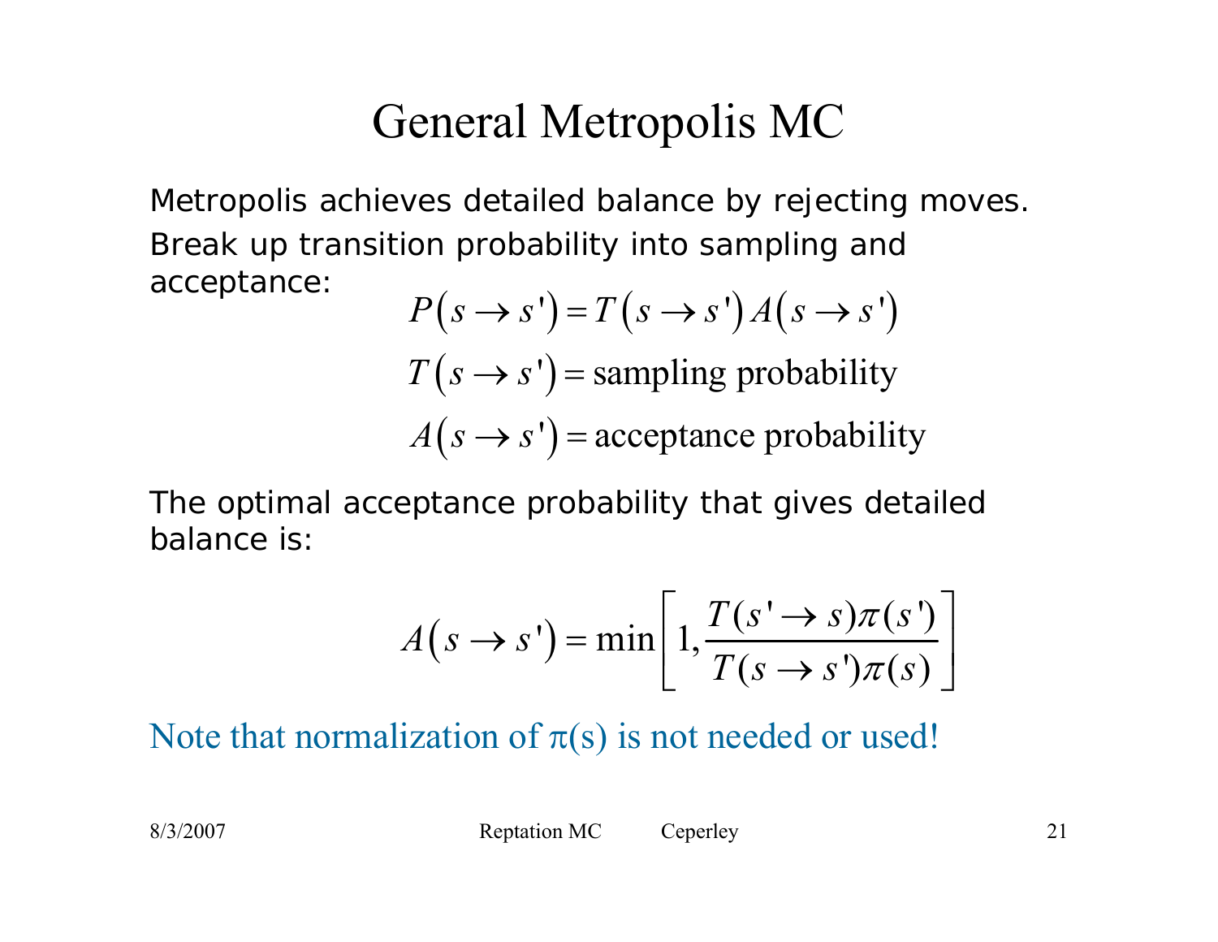# General Metropolis MC

Metropolis achieves detailed balance by rejecting moves.

Break up transition probability into sampling and acceptance:

$$P(s \to s') = T(s \to s') A(s \to s')$$

$$T(s \to s') = \text{sampling probability}$$

$$A(s \to s') = \text{acceptance probability}$$

The optimal acceptance probability that gives detailed balance is:

$$A(s \to s') = \min\left[1, \frac{T(s' \to s)\pi(s')}{T(s \to s')\pi(s)}\right]$$

Note that normalization of $\pi(s)$ is not needed or used!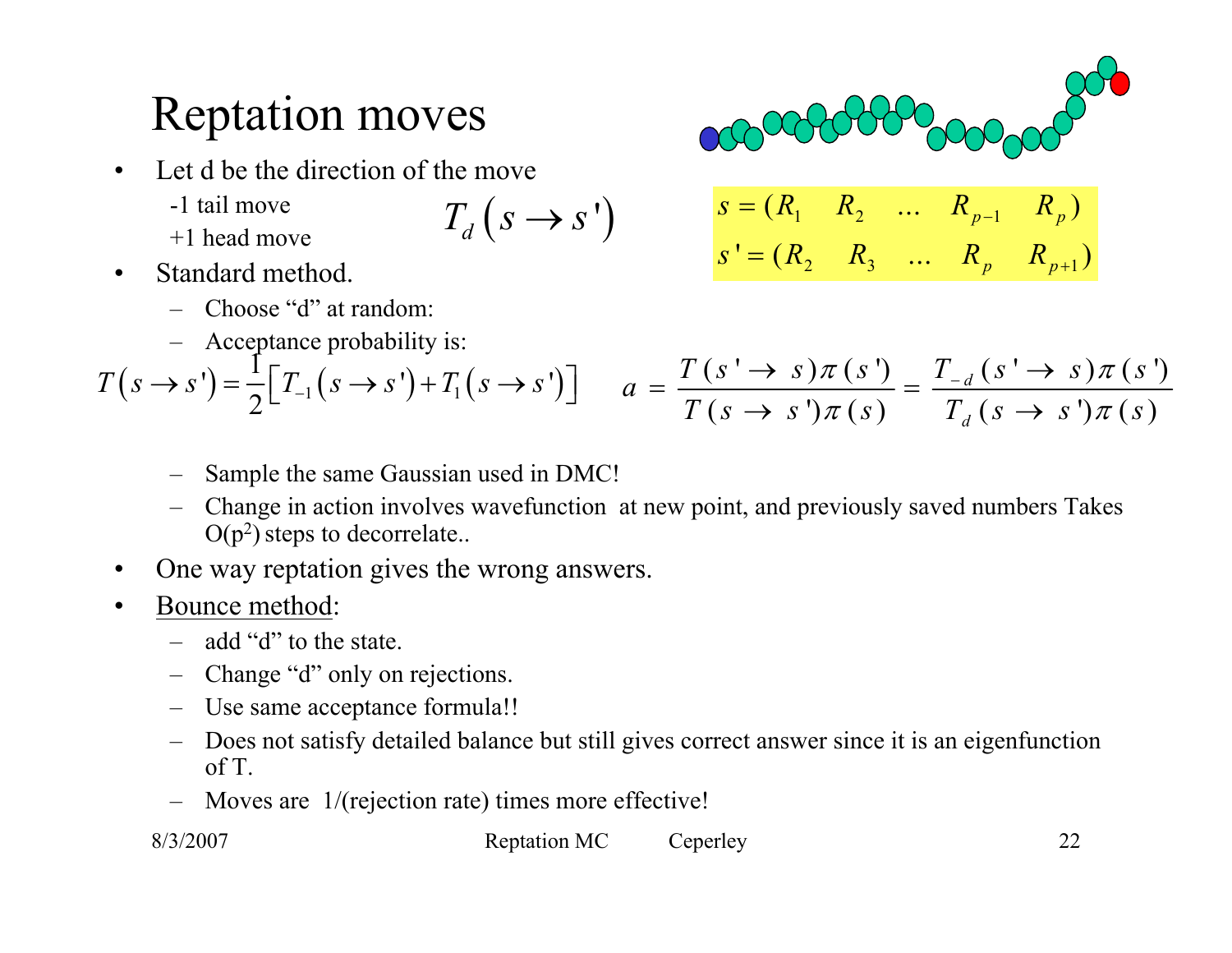# Reptation moves

- Let d be the direction of the move
  - -1 tail move
  - +1 head move

$$T_d\left(s \rightarrow s'\right)$$

$$s = (R_1 \quad R_2 \quad \ldots \quad R_{p-1} \quad R_p)$$
$$s' = (R_2 \quad R_3 \quad \ldots \quad R_p \quad R_{p+1})$$

- Standard method.
  - Choose "d" at random:
  - Acceptance probability is:

$$T\left(s \rightarrow s'\right) = \frac{1}{2}\left[T_{-1}\left(s \rightarrow s'\right) + T_1\left(s \rightarrow s'\right)\right] \qquad a = \frac{T(s' \rightarrow s)\pi(s')}{T(s \rightarrow s')\pi(s)} = \frac{T_{-d}(s' \rightarrow s)\pi(s')}{T_d(s \rightarrow s')\pi(s)}$$

  - Sample the same Gaussian used in DMC!
  - Change in action involves wavefunction at new point, and previously saved numbers Takes $O(p^2)$ steps to decorrelate..
- One way reptation gives the wrong answers.
- Bounce method:
  - add "d" to the state.
  - Change "d" only on rejections.
  - Use same acceptance formula!!
  - Does not satisfy detailed balance but still gives correct answer since it is an eigenfunction of T.
  - Moves are 1/(rejection rate) times more effective!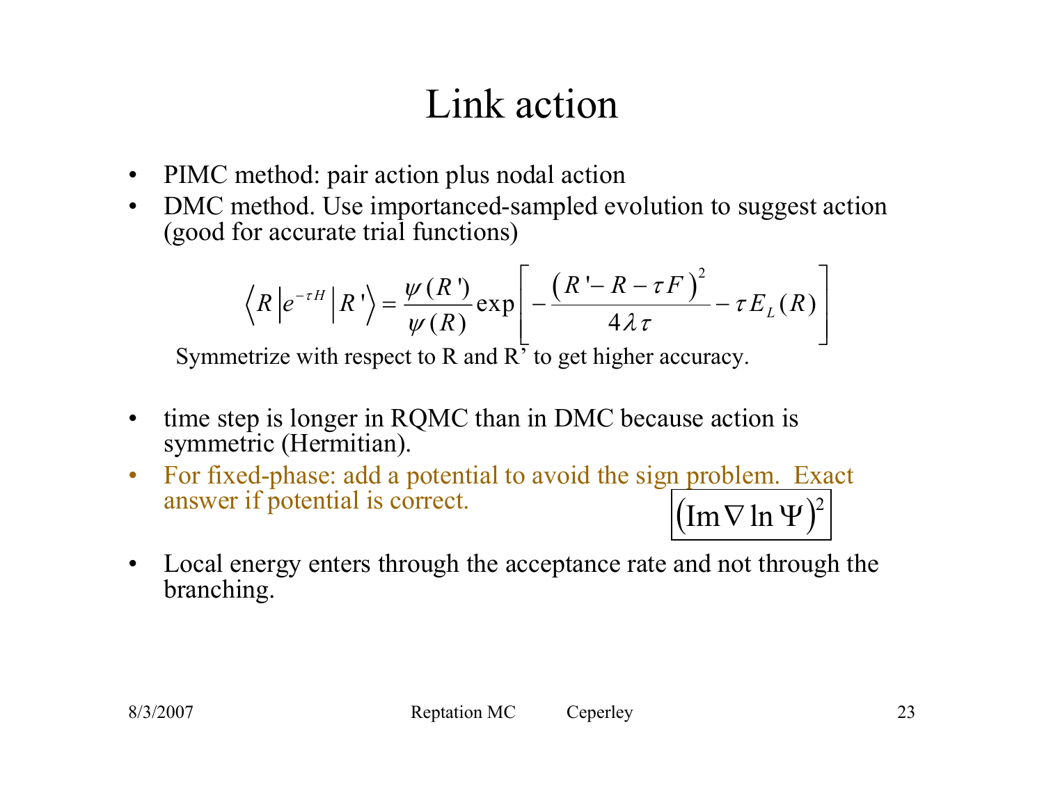# Link action

- PIMC method: pair action plus nodal action
- DMC method. Use importanced-sampled evolution to suggest action (good for accurate trial functions)

$$\left\langle R \left| e^{-\tau H} \right| R' \right\rangle = \frac{\psi(R')}{\psi(R)} \exp\left[ -\frac{\left(R' - R - \tau F\right)^2}{4\lambda\tau} - \tau E_L(R) \right]$$

Symmetrize with respect to R and R' to get higher accuracy.

- time step is longer in RQMC than in DMC because action is symmetric (Hermitian).
- For fixed-phase: add a potential to avoid the sign problem. Exact answer if potential is correct.

$$\left(\mathrm{Im} \nabla \ln \Psi\right)^2$$

- Local energy enters through the acceptance rate and not through the branching.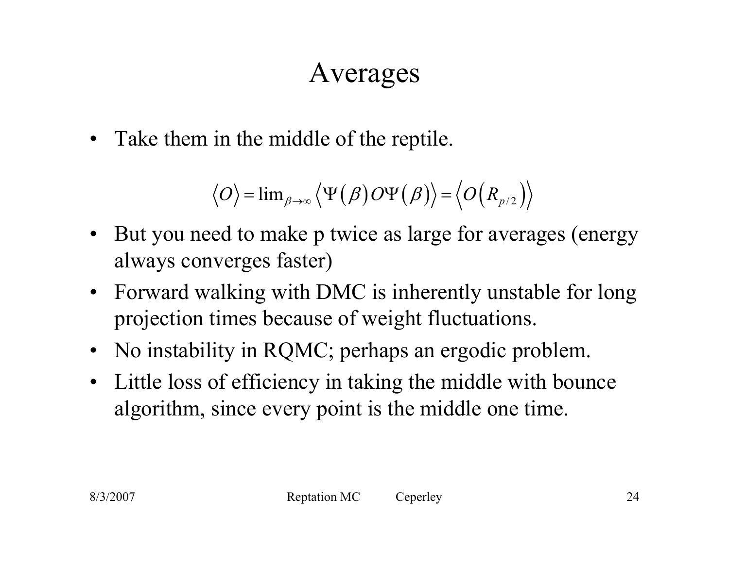# Averages

- Take them in the middle of the reptile.

$$\langle O \rangle = \lim_{\beta \to \infty} \langle \Psi(\beta) O \Psi(\beta) \rangle = \langle O(R_{p/2}) \rangle$$

- But you need to make p twice as large for averages (energy always converges faster)
- Forward walking with DMC is inherently unstable for long projection times because of weight fluctuations.
- No instability in RQMC; perhaps an ergodic problem.
- Little loss of efficiency in taking the middle with bounce algorithm, since every point is the middle one time.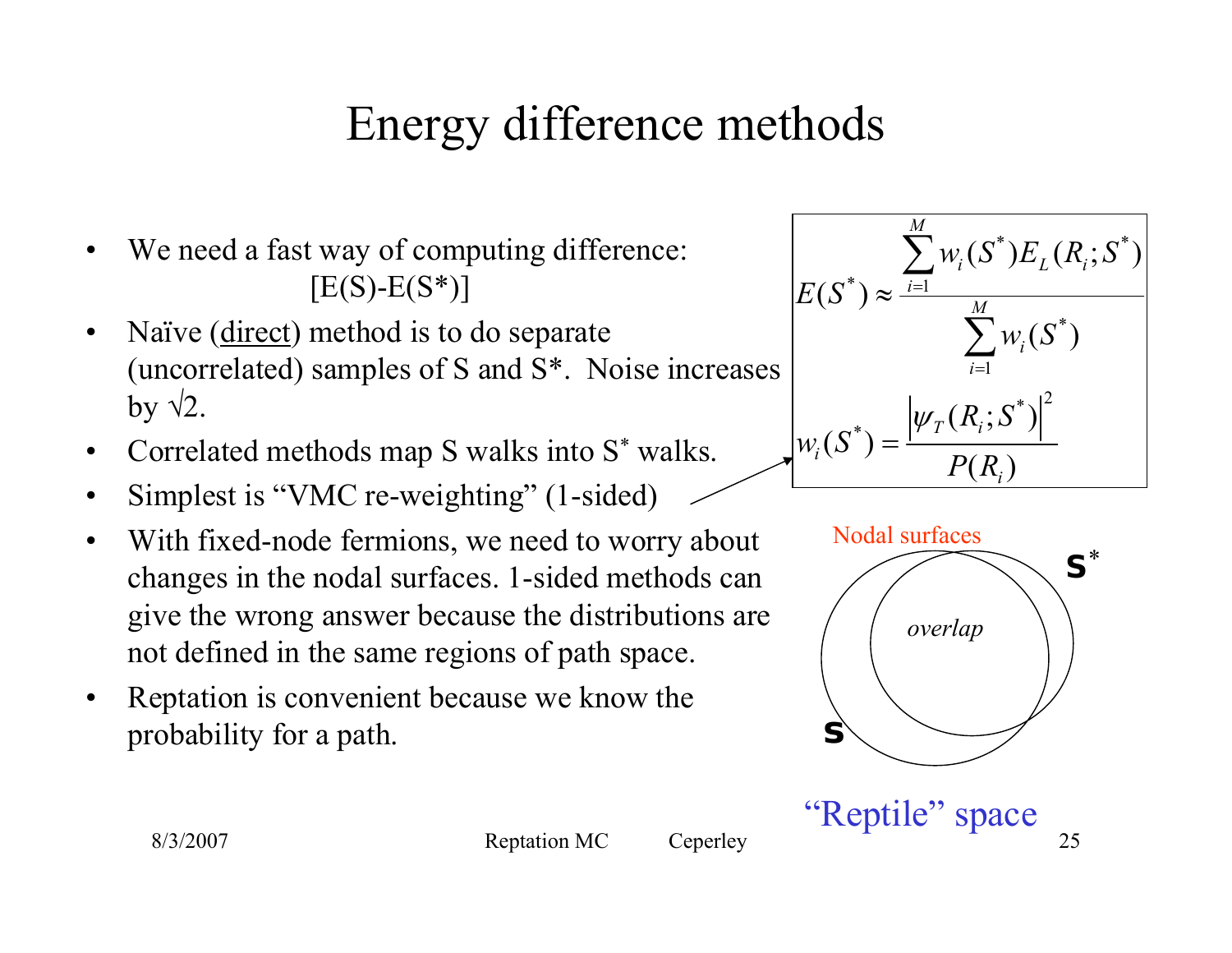# Energy difference methods

- We need a fast way of computing difference: [E(S)-E(S*)]
- Naïve (direct) method is to do separate (uncorrelated) samples of S and S*. Noise increases by √2.
- Correlated methods map S walks into $S^*$ walks.
- Simplest is "VMC re-weighting" (1-sided)
- With fixed-node fermions, we need to worry about changes in the nodal surfaces. 1-sided methods can give the wrong answer because the distributions are not defined in the same regions of path space.
- Reptation is convenient because we know the probability for a path.

$$E(S^*) \approx \frac{\sum_{i=1}^{M} w_i(S^*) E_L(R_i; S^*)}{\sum_{i=1}^{M} w_i(S^*)}$$

$$w_i(S^*) = \frac{\left|\psi_T(R_i; S^*)\right|^2}{P(R_i)}$$

Nodal surfaces

S*

overlap

S

"Reptile" space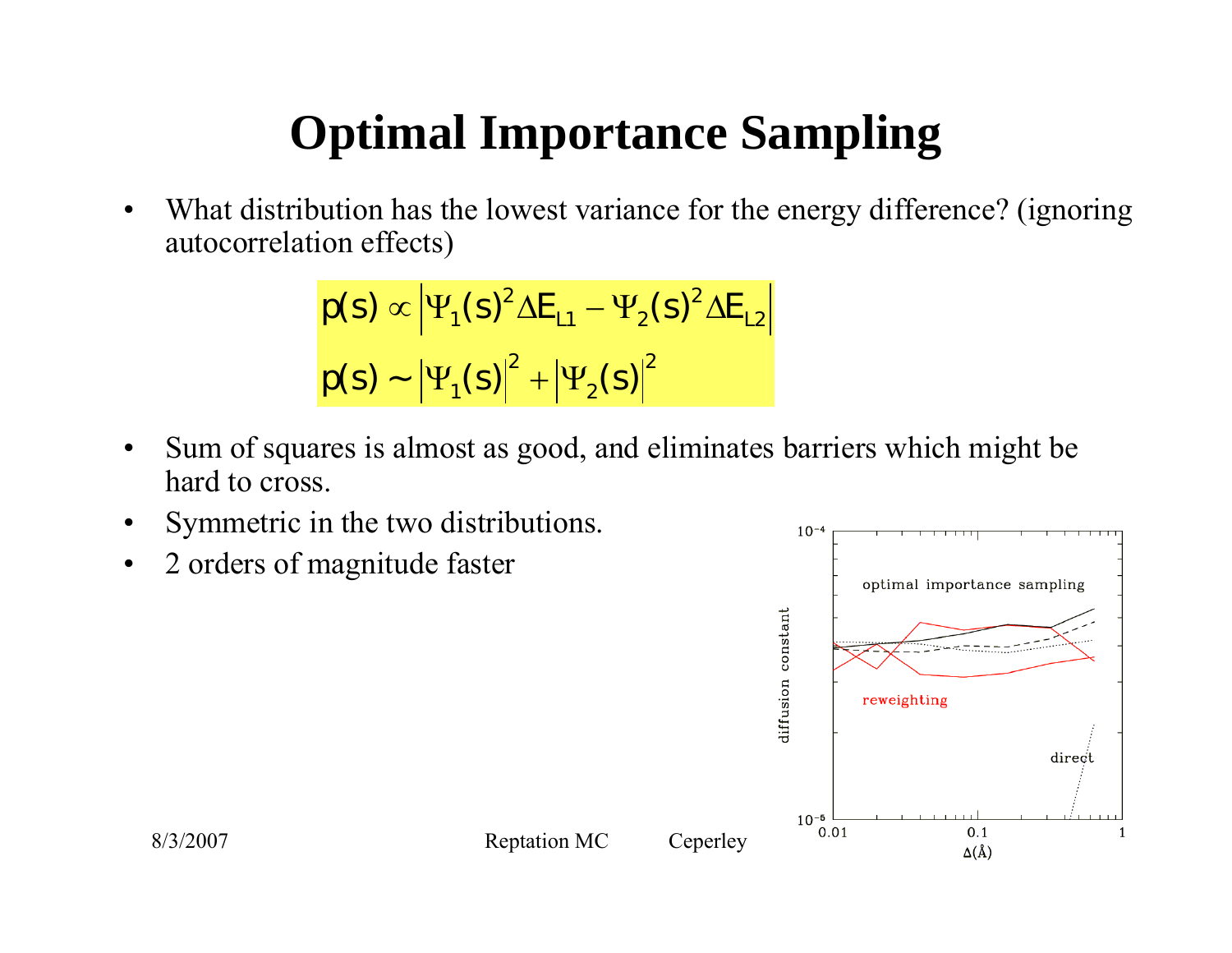# Optimal Importance Sampling

- What distribution has the lowest variance for the energy difference? (ignoring autocorrelation effects)

$$p(s) \propto \left| \Psi_1(s)^2 \Delta E_{L1} - \Psi_2(s)^2 \Delta E_{L2} \right|$$

$$p(s) \sim \left| \Psi_1(s) \right|^2 + \left| \Psi_2(s) \right|^2$$

- Sum of squares is almost as good, and eliminates barriers which might be hard to cross.
- Symmetric in the two distributions.
- 2 orders of magnitude faster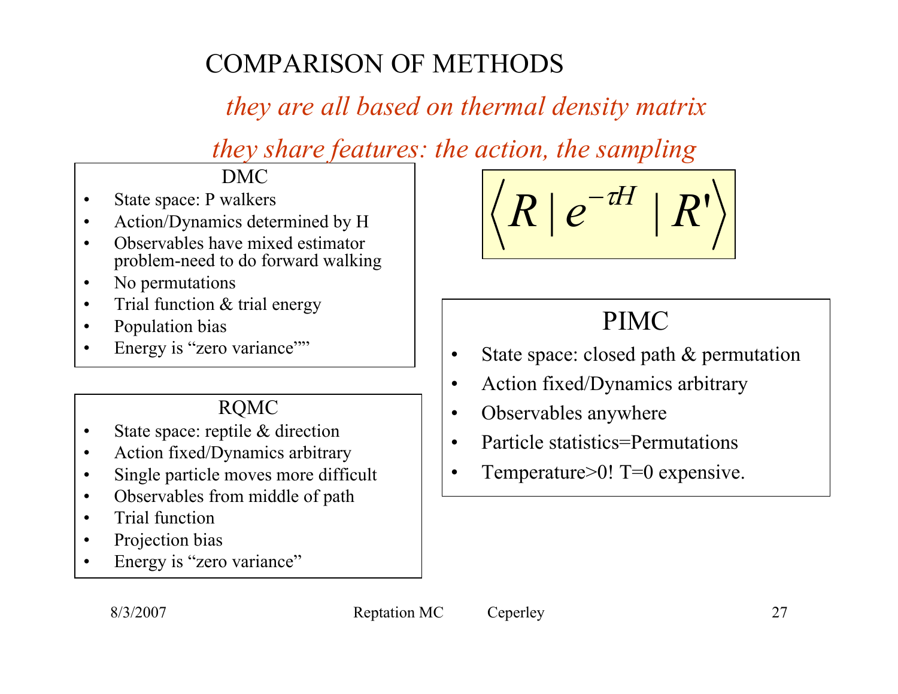# COMPARISON OF METHODS

*they are all based on thermal density matrix*

*they share features: the action, the sampling*

$$\left\langle R \,|\, e^{-\tau H} \,|\, R' \right\rangle$$

### DMC

- State space: P walkers
- Action/Dynamics determined by H
- Observables have mixed estimator problem-need to do forward walking
- No permutations
- Trial function & trial energy
- Population bias
- Energy is “zero variance””

### RQMC

- State space: reptile & direction
- Action fixed/Dynamics arbitrary
- Single particle moves more difficult
- Observables from middle of path
- Trial function
- Projection bias
- Energy is “zero variance”

### PIMC

- State space: closed path & permutation
- Action fixed/Dynamics arbitrary
- Observables anywhere
- Particle statistics=Permutations
- Temperature>0! T=0 expensive.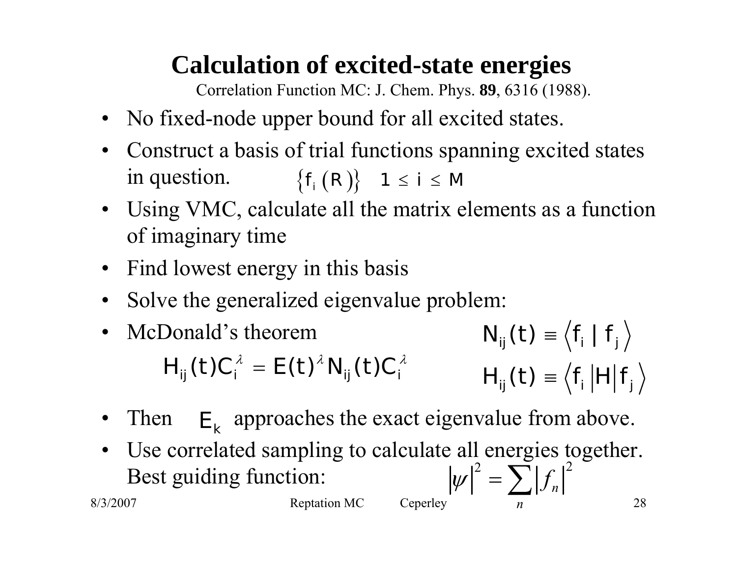# Calculation of excited-state energies

Correlation Function MC: J. Chem. Phys. **89**, 6316 (1988).

- No fixed-node upper bound for all excited states.
- Construct a basis of trial functions spanning excited states in question. $\{f_i(R)\} \quad 1 \le i \le M$
- Using VMC, calculate all the matrix elements as a function of imaginary time
- Find lowest energy in this basis
- Solve the generalized eigenvalue problem:
- McDonald's theorem

$$H_{ij}(t)C_i^{\lambda} = E(t)^{\lambda} N_{ij}(t)C_i^{\lambda}$$

$$N_{ij}(t) \equiv \langle f_i \mid f_j \rangle$$

$$H_{ij}(t) \equiv \langle f_i | H | f_j \rangle$$

- Then $E_k$ approaches the exact eigenvalue from above.
- Use correlated sampling to calculate all energies together. Best guiding function: $|\psi|^2 = \sum_n |f_n|^2$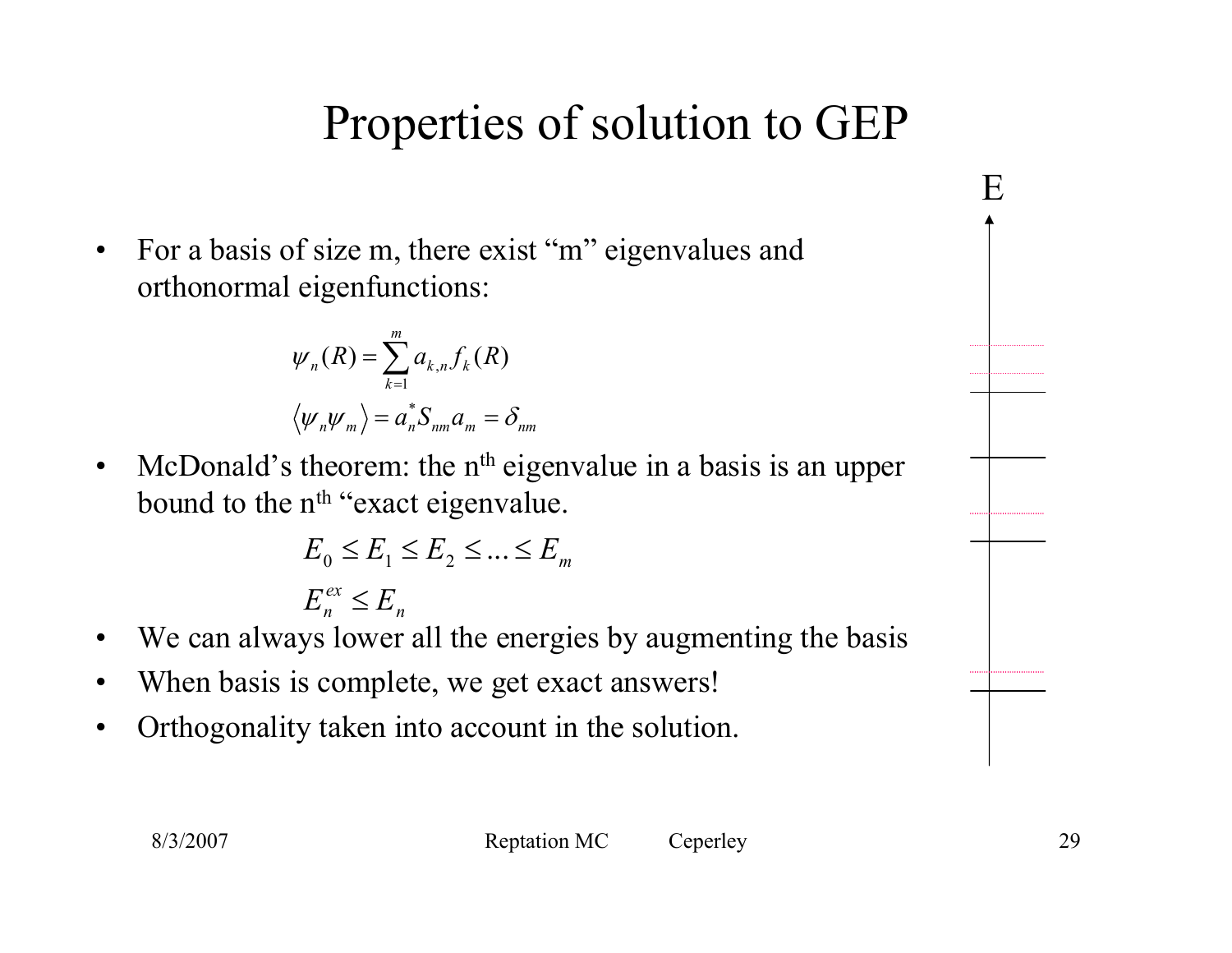# Properties of solution to GEP

- For a basis of size m, there exist "m" eigenvalues and orthonormal eigenfunctions:

$$\psi_n(R) = \sum_{k=1}^{m} a_{k,n} f_k(R)$$

$$\langle \psi_n \psi_m \rangle = a_n^* S_{nm} a_m = \delta_{nm}$$

- McDonald's theorem: the n[th] eigenvalue in a basis is an upper bound to the n[th] "exact eigenvalue.

$$E_0 \le E_1 \le E_2 \le \ldots \le E_m$$

$$E_n^{ex} \le E_n$$

- We can always lower all the energies by augmenting the basis
- When basis is complete, we get exact answers!
- Orthogonality taken into account in the solution.

E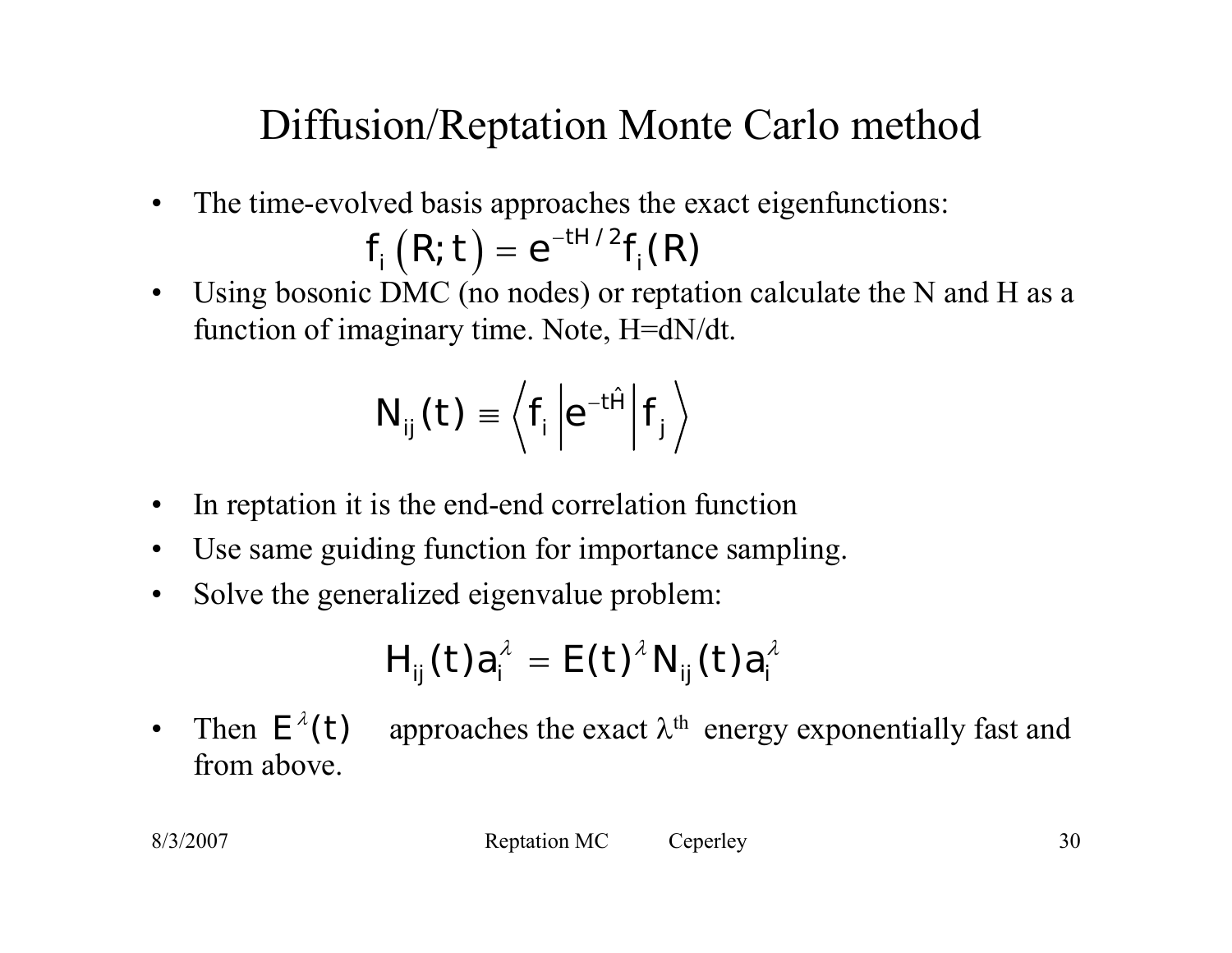# Diffusion/Reptation Monte Carlo method

- The time-evolved basis approaches the exact eigenfunctions:

$$f_i\left(R;t\right) = e^{-tH/2} f_i(R)$$

- Using bosonic DMC (no nodes) or reptation calculate the N and H as a function of imaginary time. Note, H=dN/dt.

$$N_{ij}(t) \equiv \left\langle f_i \left| e^{-t\hat{H}} \right| f_j \right\rangle$$

- In reptation it is the end-end correlation function
- Use same guiding function for importance sampling.
- Solve the generalized eigenvalue problem:

$$H_{ij}(t) a_i^{\lambda} = E(t)^{\lambda} N_{ij}(t) a_i^{\lambda}$$

- Then $E^{\lambda}(t)$ approaches the exact $\lambda^{th}$ energy exponentially fast and from above.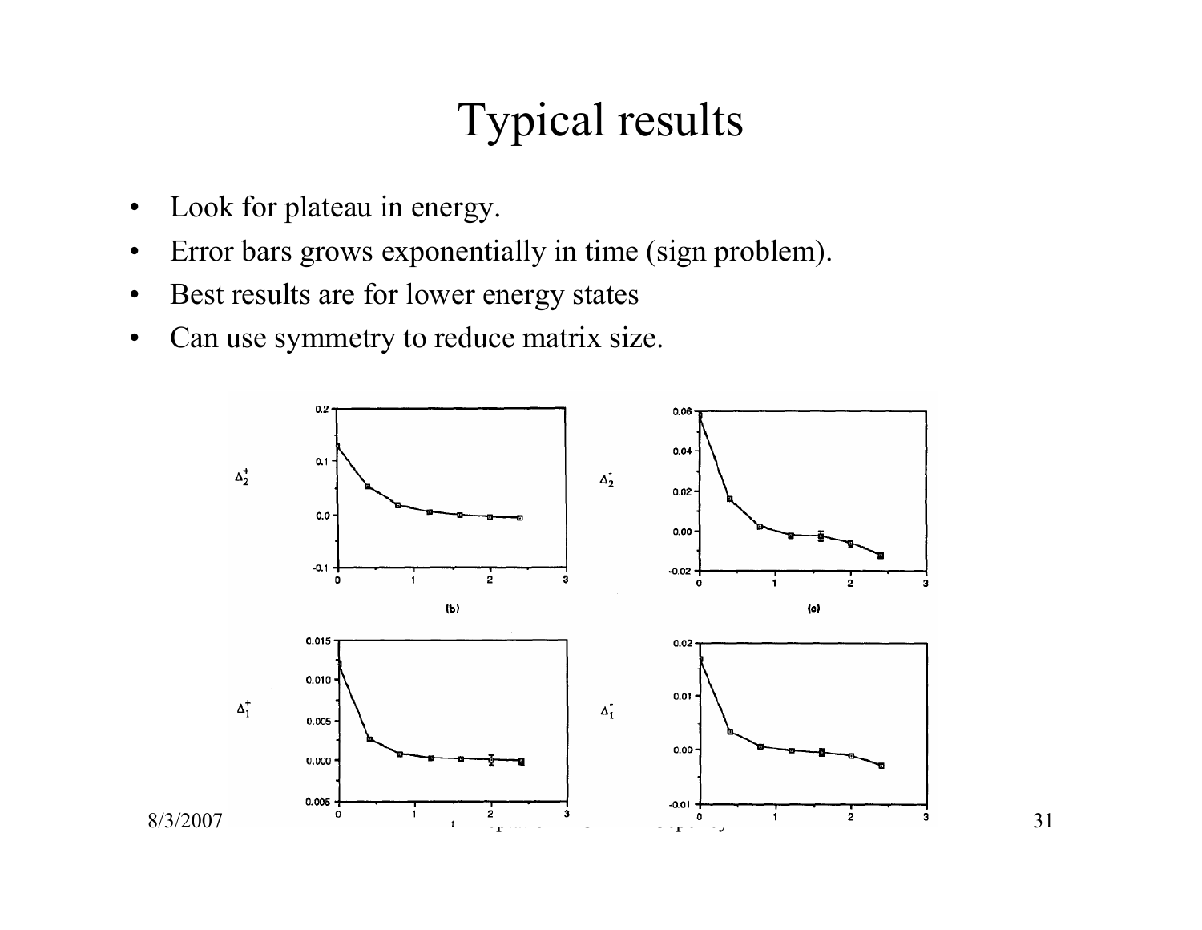# Typical results

- Look for plateau in energy.
- Error bars grows exponentially in time (sign problem).
- Best results are for lower energy states
- Can use symmetry to reduce matrix size.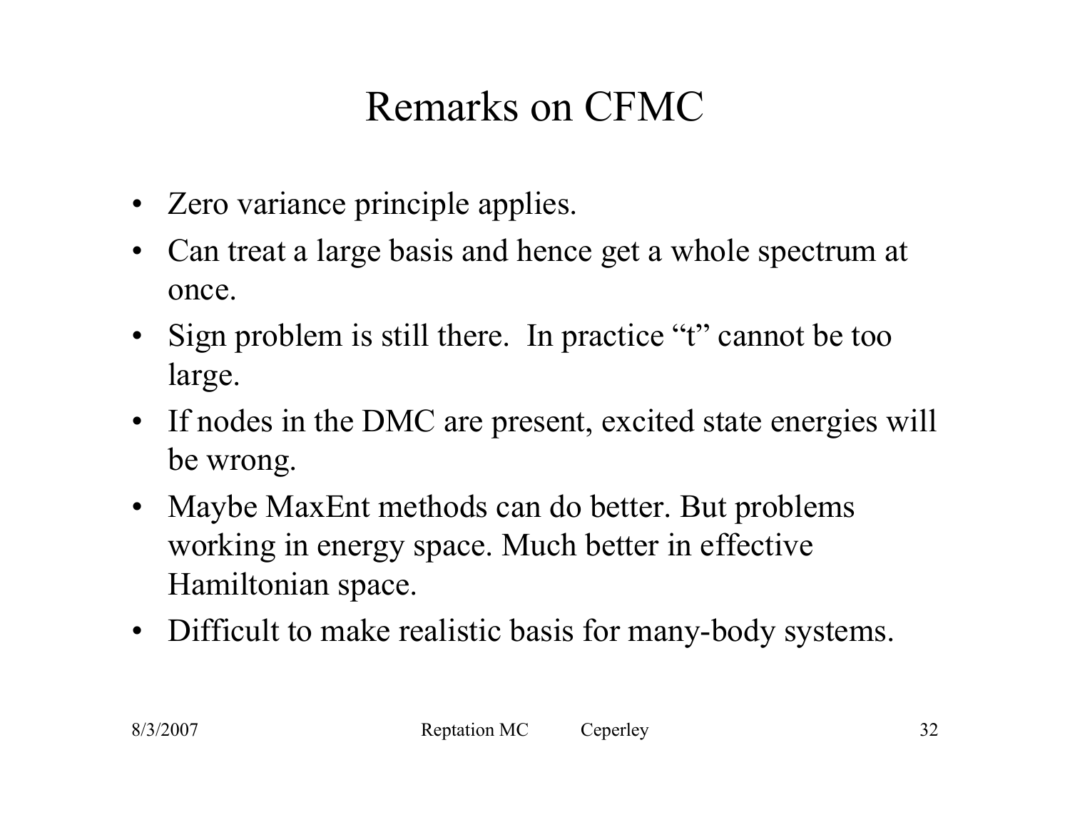# Remarks on CFMC

- Zero variance principle applies.
- Can treat a large basis and hence get a whole spectrum at once.
- Sign problem is still there. In practice "t" cannot be too large.
- If nodes in the DMC are present, excited state energies will be wrong.
- Maybe MaxEnt methods can do better. But problems working in energy space. Much better in effective Hamiltonian space.
- Difficult to make realistic basis for many-body systems.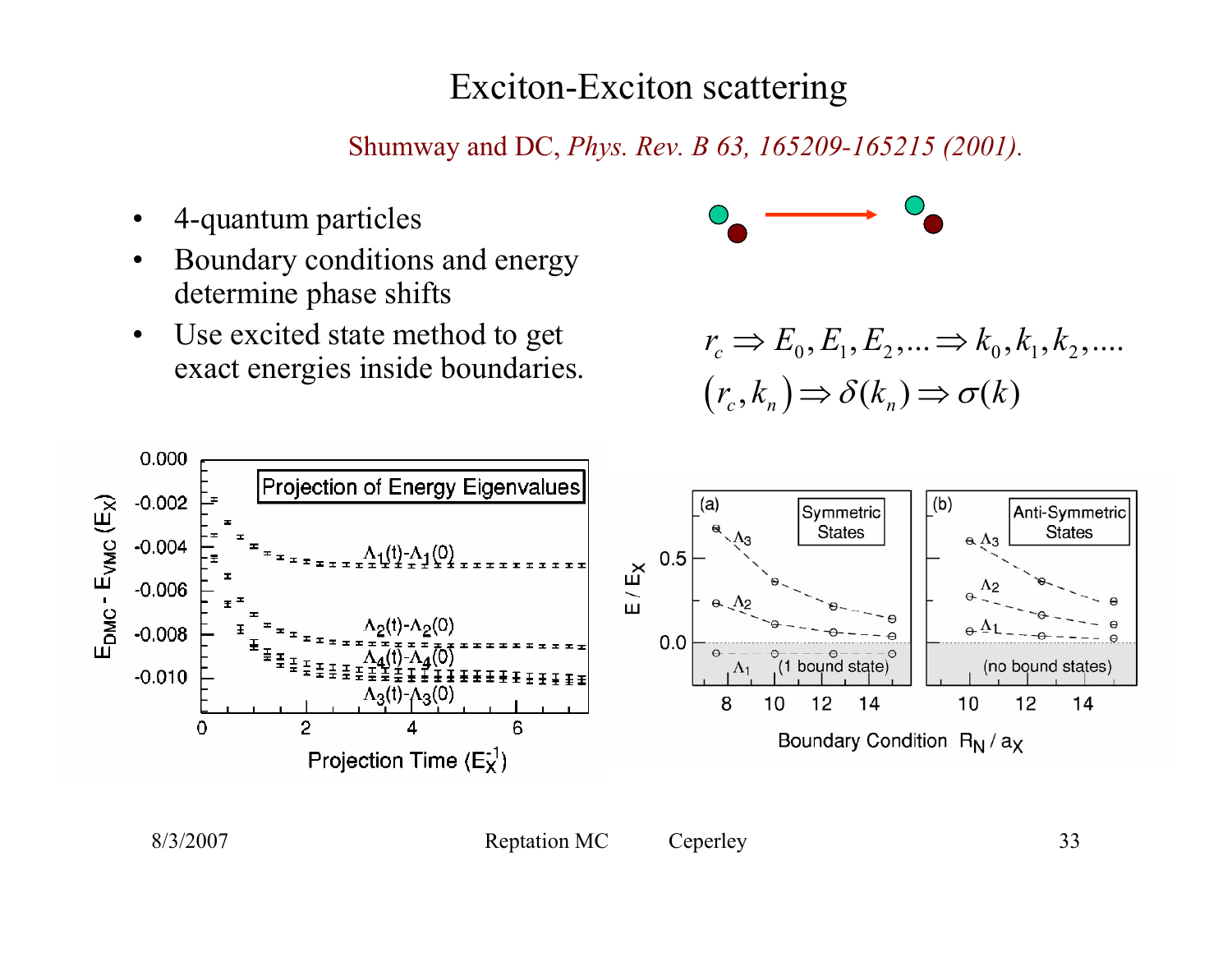# Exciton-Exciton scattering

Shumway and DC, *Phys. Rev. B 63, 165209-165215 (2001).*

- 4-quantum particles
- Boundary conditions and energy determine phase shifts
- Use excited state method to get exact energies inside boundaries.

$$r_c \Rightarrow E_0, E_1, E_2, \ldots \Rightarrow k_0, k_1, k_2, \ldots.$$

$$(r_c, k_n) \Rightarrow \delta(k_n) \Rightarrow \sigma(k)$$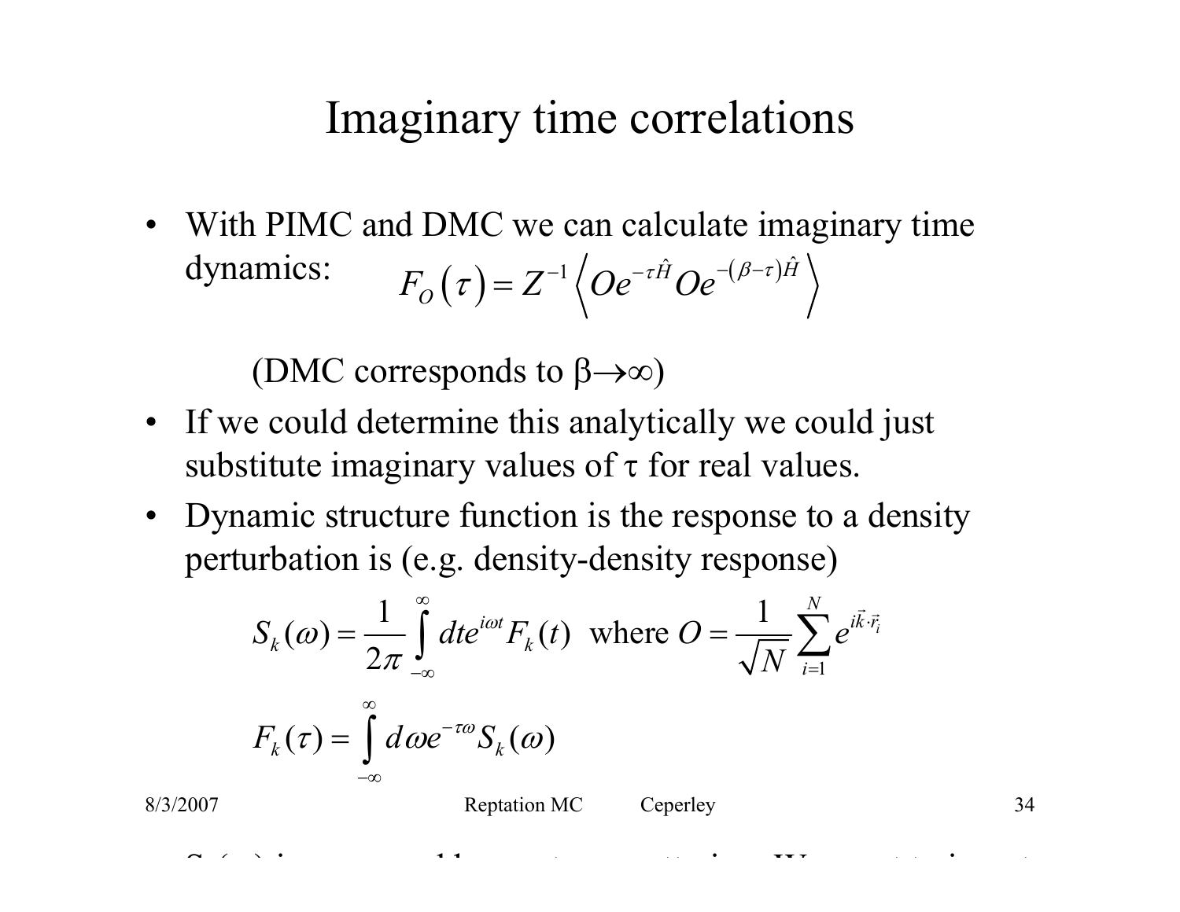# Imaginary time correlations

- With PIMC and DMC we can calculate imaginary time dynamics: $$F_O(\tau) = Z^{-1}\left\langle Oe^{-\tau\hat{H}}Oe^{-(\beta-\tau)\hat{H}}\right\rangle$$

  (DMC corresponds to $\beta \to \infty$)

- If we could determine this analytically we could just substitute imaginary values of $\tau$ for real values.
- Dynamic structure function is the response to a density perturbation is (e.g. density-density response)

$$S_k(\omega) = \frac{1}{2\pi}\int_{-\infty}^{\infty} dt e^{i\omega t} F_k(t) \text{ where } O = \frac{1}{\sqrt{N}}\sum_{i=1}^{N} e^{i\vec{k}\cdot\vec{r}_i}$$

$$F_k(\tau) = \int_{-\infty}^{\infty} d\omega e^{-\tau\omega} S_k(\omega)$$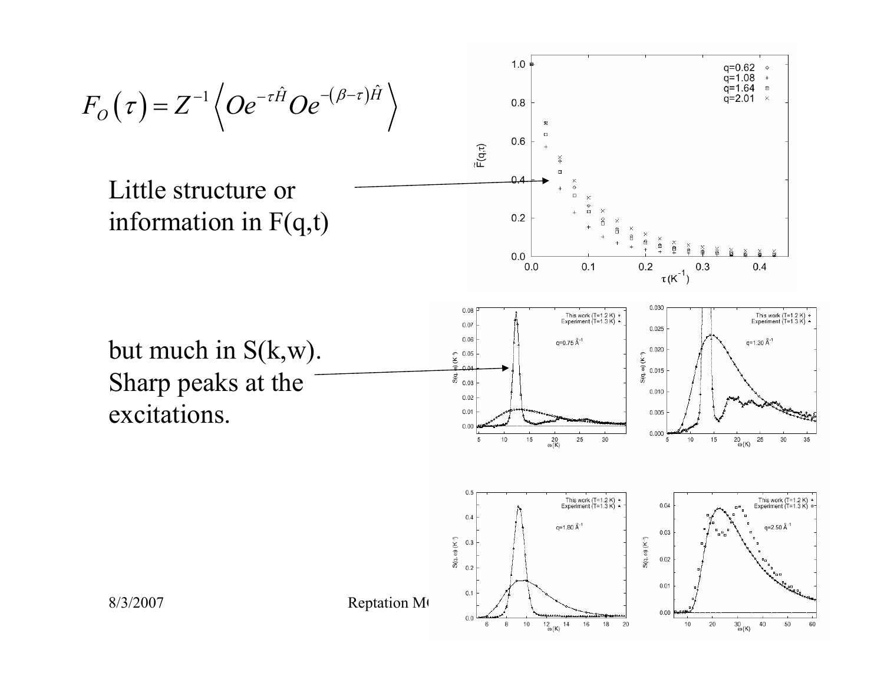$$F_O(\tau) = Z^{-1}\left\langle O e^{-\tau \hat{H}} O e^{-(\beta-\tau)\hat{H}} \right\rangle$$

Little structure or information in F(q,t)

but much in S(k,w). Sharp peaks at the excitations.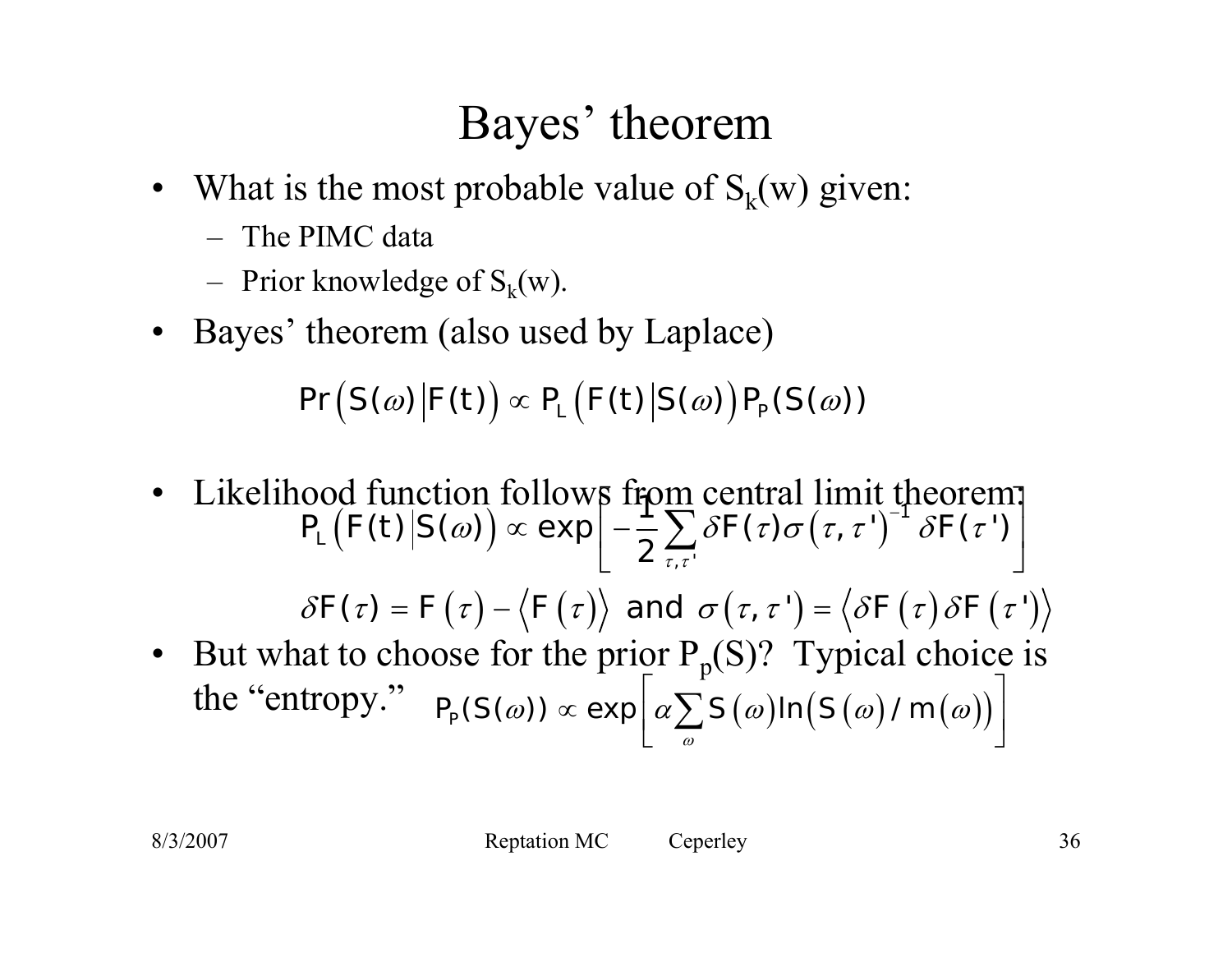# Bayes' theorem

- What is the most probable value of $S_k(w)$ given:
  - The PIMC data
  - Prior knowledge of $S_k(w)$.
- Bayes' theorem (also used by Laplace)

$$\Pr\left(S(\omega)\middle|F(t)\right) \propto P_L\left(F(t)\middle|S(\omega)\right)P_P(S(\omega))$$

- Likelihood function follows from central limit theorem:

$$P_L\left(F(t)\middle|S(\omega)\right) \propto \exp\left[-\frac{1}{2}\sum_{\tau,\tau'}\delta F(\tau)\sigma\left(\tau,\tau'\right)^{-1}\delta F(\tau')\right]$$

$$\delta F(\tau) = F\left(\tau\right) - \left\langle F\left(\tau\right)\right\rangle \text{ and } \sigma\left(\tau,\tau'\right) = \left\langle \delta F\left(\tau\right)\delta F\left(\tau'\right)\right\rangle$$

- But what to choose for the prior $P_p(S)$? Typical choice is the "entropy." $P_P(S(\omega)) \propto \exp\left[\alpha\sum_{\omega} S\left(\omega\right)\ln\left(S\left(\omega\right)/m\left(\omega\right)\right)\right]$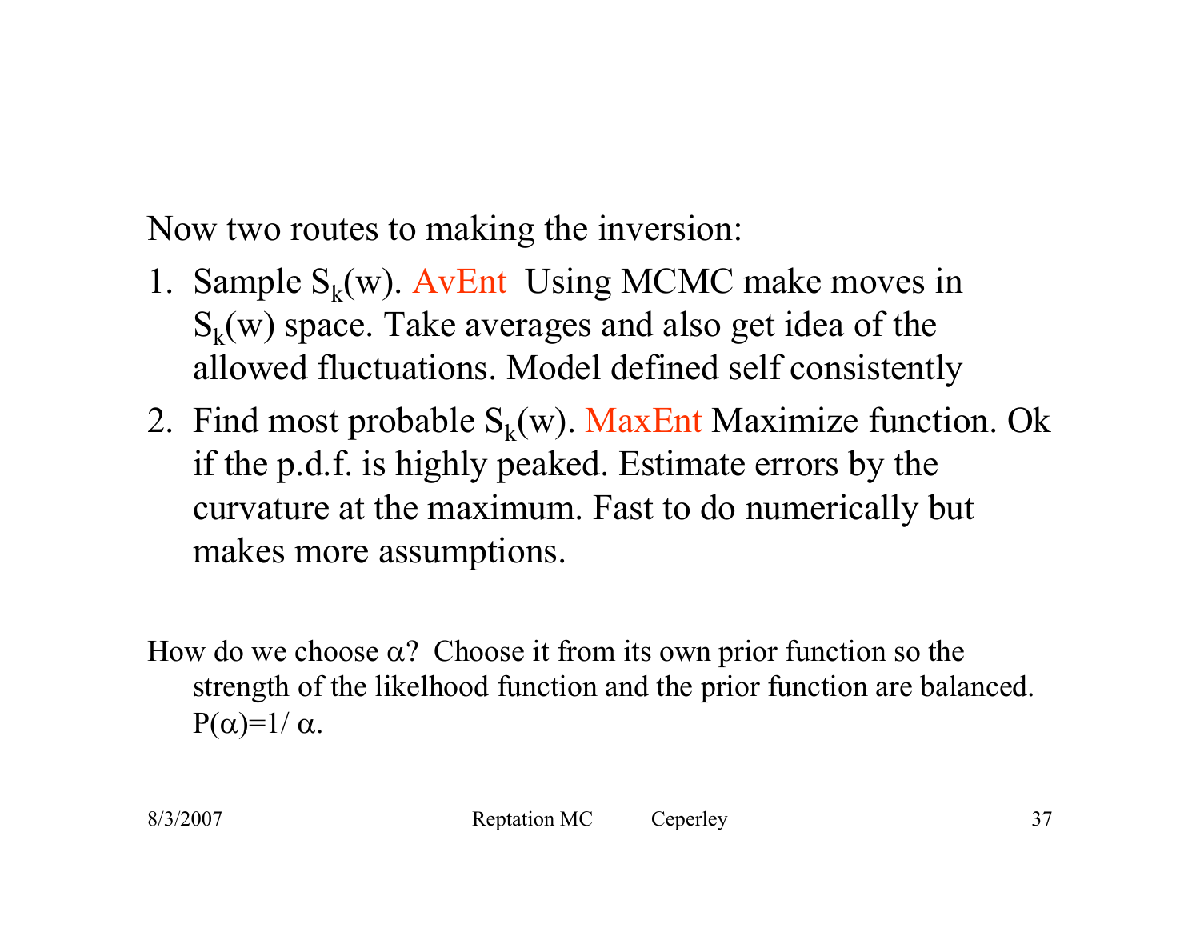Now two routes to making the inversion:

1. Sample $S_k(w)$. AvEnt Using MCMC make moves in $S_k(w)$ space. Take averages and also get idea of the allowed fluctuations. Model defined self consistently
2. Find most probable $S_k(w)$. MaxEnt Maximize function. Ok if the p.d.f. is highly peaked. Estimate errors by the curvature at the maximum. Fast to do numerically but makes more assumptions.

How do we choose $\alpha$? Choose it from its own prior function so the strength of the likelhood function and the prior function are balanced. $P(\alpha)=1/\alpha$.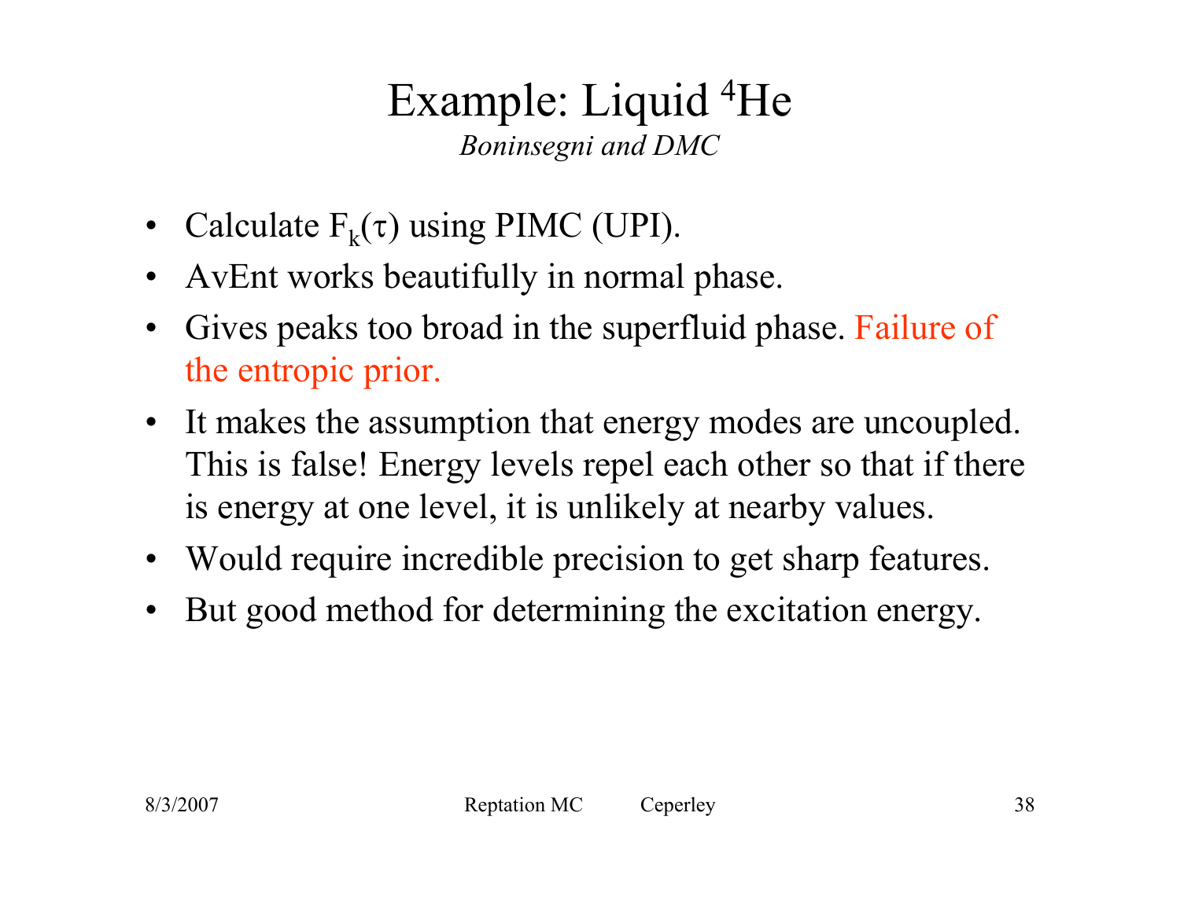# Example: Liquid $^4$He

*Boninsegni and DMC*

- Calculate $F_k(\tau)$ using PIMC (UPI).
- AvEnt works beautifully in normal phase.
- Gives peaks too broad in the superfluid phase. Failure of the entropic prior.
- It makes the assumption that energy modes are uncoupled. This is false! Energy levels repel each other so that if there is energy at one level, it is unlikely at nearby values.
- Would require incredible precision to get sharp features.
- But good method for determining the excitation energy.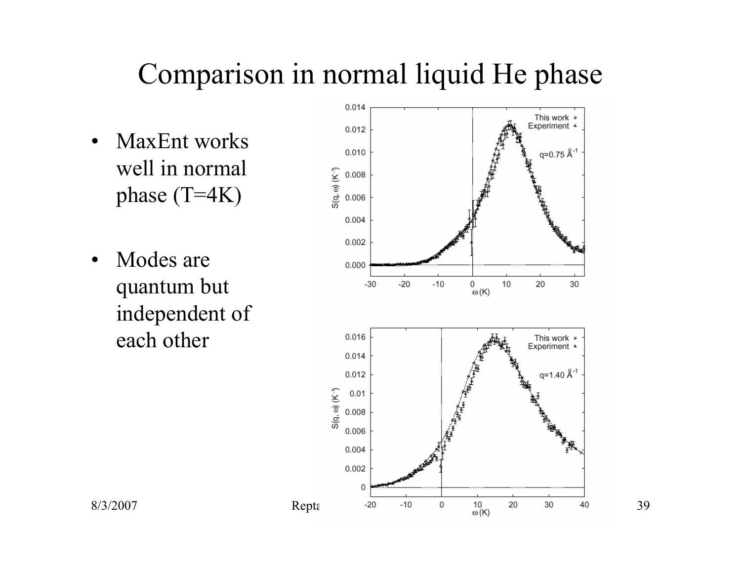# Comparison in normal liquid He phase

- MaxEnt works well in normal phase (T=4K)
- Modes are quantum but independent of each other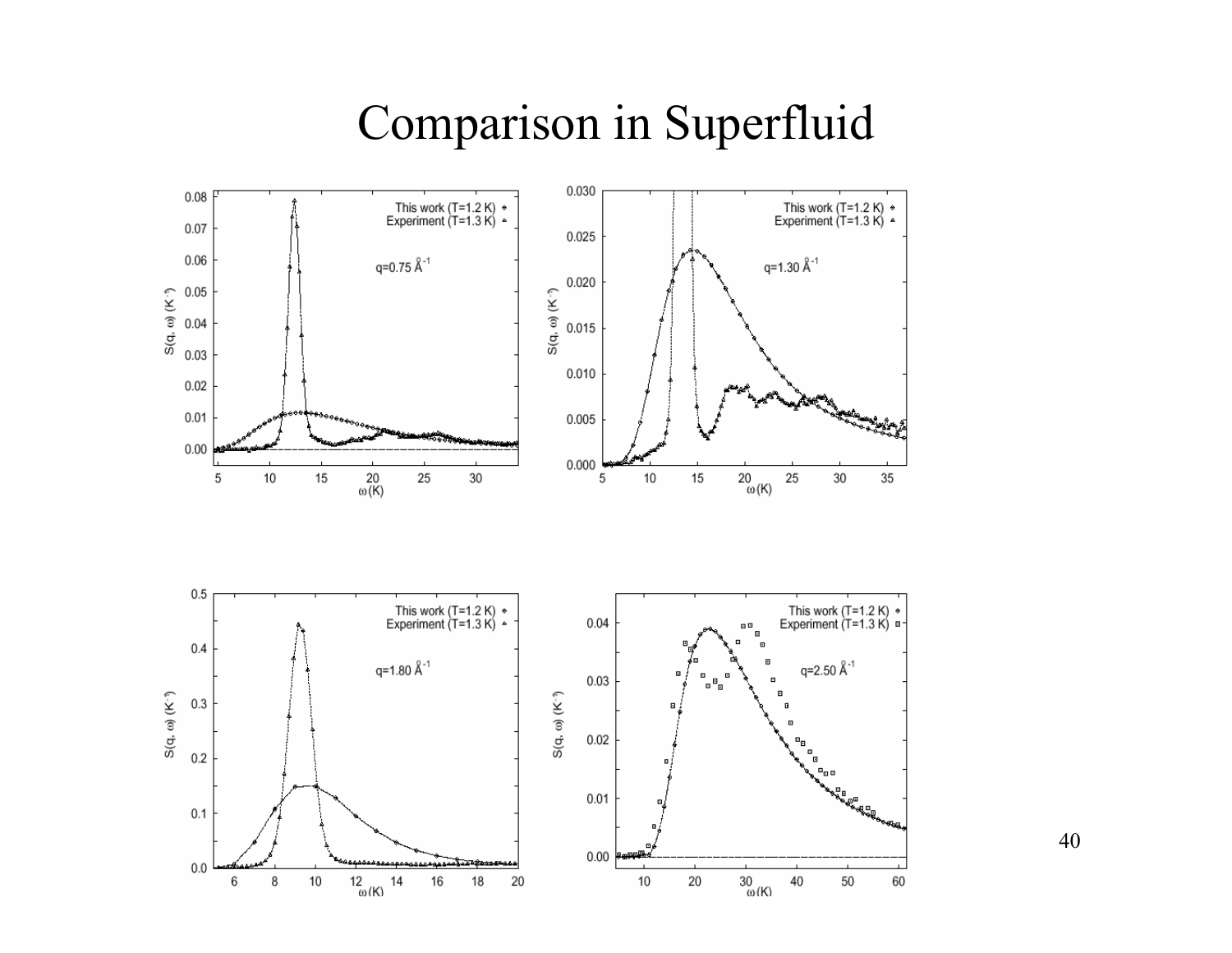# Comparison in Superfluid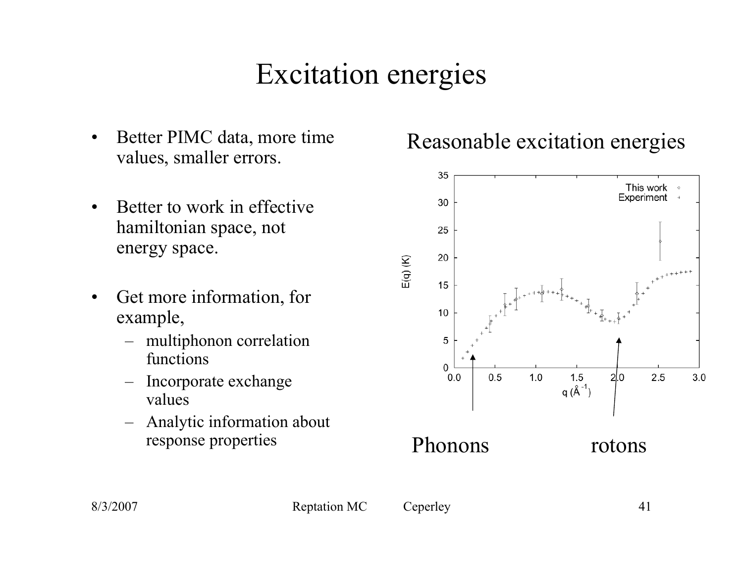# Excitation energies

- Better PIMC data, more time values, smaller errors.
- Better to work in effective hamiltonian space, not energy space.
- Get more information, for example,
  - multiphonon correlation functions
  - Incorporate exchange values
  - Analytic information about response properties

Reasonable excitation energies

This work
Experiment

E(q) (K)

35
30
25
20
15
10
5
0

0.0 0.5 1.0 1.5 2.0 2.5 3.0

q (Å$^{-1}$)

Phonons

rotons